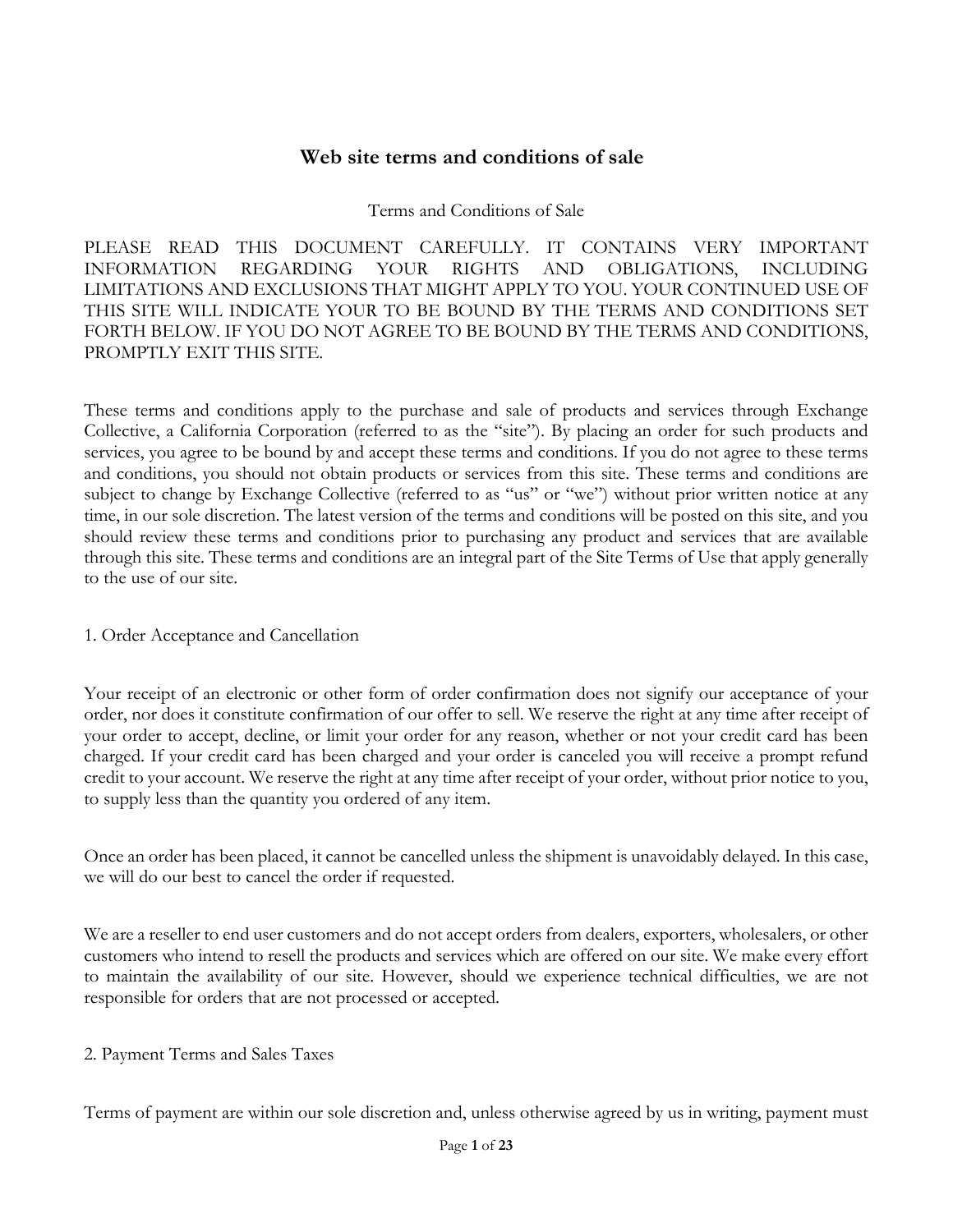# Web site terms and conditions of sale

Terms and Conditions of Sale

PLEASE READ THIS DOCUMENT CAREFULLY. IT CONTAINS VERY IMPORTANT INFORMATION REGARDING YOUR RIGHTS AND OBLIGATIONS, INCLUDING LIMITATIONS AND EXCLUSIONS THAT MIGHT APPLY TO YOU. YOUR CONTINUED USE OF THIS SITE WILL INDICATE YOUR TO BE BOUND BY THE TERMS AND CONDITIONS SET FORTH BELOW. IF YOU DO NOT AGREE TO BE BOUND BY THE TERMS AND CONDITIONS, PROMPTLY EXIT THIS SITE.

These terms and conditions apply to the purchase and sale of products and services through Exchange Collective, a California Corporation (referred to as the "site"). By placing an order for such products and services, you agree to be bound by and accept these terms and conditions. If you do not agree to these terms and conditions, you should not obtain products or services from this site. These terms and conditions are subject to change by Exchange Collective (referred to as "us" or "we") without prior written notice at any time, in our sole discretion. The latest version of the terms and conditions will be posted on this site, and you should review these terms and conditions prior to purchasing any product and services that are available through this site. These terms and conditions are an integral part of the Site Terms of Use that apply generally to the use of our site.

## 1. Order Acceptance and Cancellation

Your receipt of an electronic or other form of order confirmation does not signify our acceptance of your order, nor does it constitute confirmation of our offer to sell. We reserve the right at any time after receipt of your order to accept, decline, or limit your order for any reason, whether or not your credit card has been charged. If your credit card has been charged and your order is canceled you will receive a prompt refund credit to your account. We reserve the right at any time after receipt of your order, without prior notice to you, to supply less than the quantity you ordered of any item.

Once an order has been placed, it cannot be cancelled unless the shipment is unavoidably delayed. In this case, we will do our best to cancel the order if requested.

We are a reseller to end user customers and do not accept orders from dealers, exporters, wholesalers, or other customers who intend to resell the products and services which are offered on our site. We make every effort to maintain the availability of our site. However, should we experience technical difficulties, we are not responsible for orders that are not processed or accepted.

## 2. Payment Terms and Sales Taxes

Terms of payment are within our sole discretion and, unless otherwise agreed by us in writing, payment must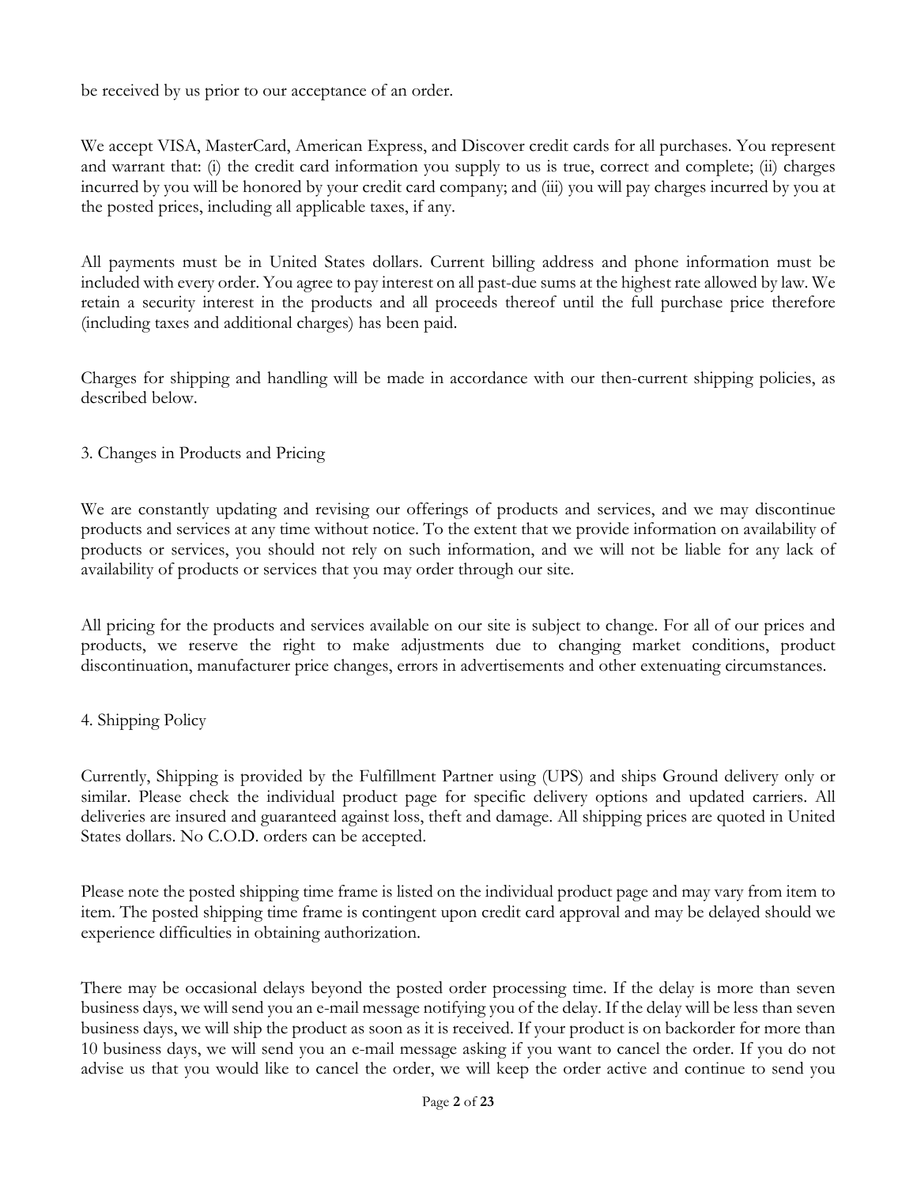be received by us prior to our acceptance of an order.

We accept VISA, MasterCard, American Express, and Discover credit cards for all purchases. You represent and warrant that: (i) the credit card information you supply to us is true, correct and complete; (ii) charges incurred by you will be honored by your credit card company; and (iii) you will pay charges incurred by you at the posted prices, including all applicable taxes, if any.

All payments must be in United States dollars. Current billing address and phone information must be included with every order. You agree to pay interest on all past-due sums at the highest rate allowed by law. We retain a security interest in the products and all proceeds thereof until the full purchase price therefore (including taxes and additional charges) has been paid.

Charges for shipping and handling will be made in accordance with our then-current shipping policies, as described below.

## 3. Changes in Products and Pricing

We are constantly updating and revising our offerings of products and services, and we may discontinue products and services at any time without notice. To the extent that we provide information on availability of products or services, you should not rely on such information, and we will not be liable for any lack of availability of products or services that you may order through our site.

All pricing for the products and services available on our site is subject to change. For all of our prices and products, we reserve the right to make adjustments due to changing market conditions, product discontinuation, manufacturer price changes, errors in advertisements and other extenuating circumstances.

## 4. Shipping Policy

Currently, Shipping is provided by the Fulfillment Partner using (UPS) and ships Ground delivery only or similar. Please check the individual product page for specific delivery options and updated carriers. All deliveries are insured and guaranteed against loss, theft and damage. All shipping prices are quoted in United States dollars. No C.O.D. orders can be accepted.

Please note the posted shipping time frame is listed on the individual product page and may vary from item to item. The posted shipping time frame is contingent upon credit card approval and may be delayed should we experience difficulties in obtaining authorization.

There may be occasional delays beyond the posted order processing time. If the delay is more than seven business days, we will send you an e-mail message notifying you of the delay. If the delay will be less than seven business days, we will ship the product as soon as it is received. If your product is on backorder for more than 10 business days, we will send you an e-mail message asking if you want to cancel the order. If you do not advise us that you would like to cancel the order, we will keep the order active and continue to send you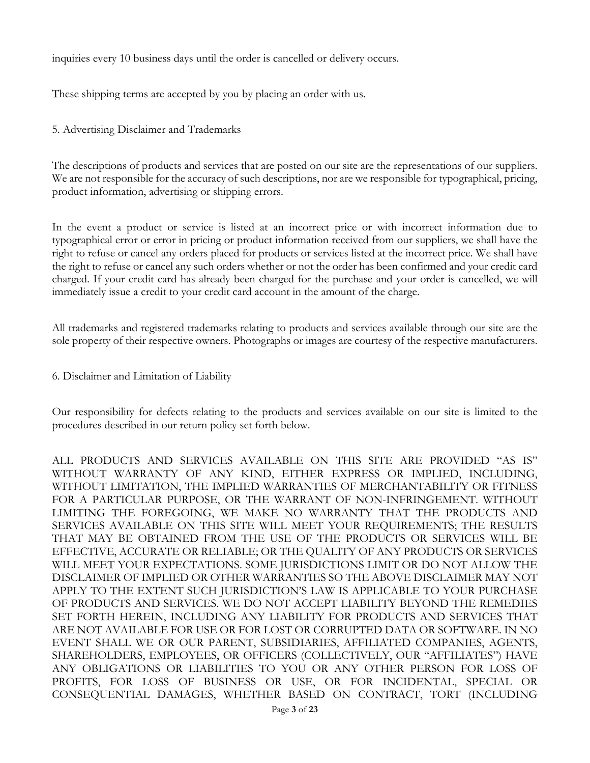inquiries every 10 business days until the order is cancelled or delivery occurs.

These shipping terms are accepted by you by placing an order with us.

## 5. Advertising Disclaimer and Trademarks

The descriptions of products and services that are posted on our site are the representations of our suppliers. We are not responsible for the accuracy of such descriptions, nor are we responsible for typographical, pricing, product information, advertising or shipping errors.

In the event a product or service is listed at an incorrect price or with incorrect information due to typographical error or error in pricing or product information received from our suppliers, we shall have the right to refuse or cancel any orders placed for products or services listed at the incorrect price. We shall have the right to refuse or cancel any such orders whether or not the order has been confirmed and your credit card charged. If your credit card has already been charged for the purchase and your order is cancelled, we will immediately issue a credit to your credit card account in the amount of the charge.

All trademarks and registered trademarks relating to products and services available through our site are the sole property of their respective owners. Photographs or images are courtesy of the respective manufacturers.

## 6. Disclaimer and Limitation of Liability

Our responsibility for defects relating to the products and services available on our site is limited to the procedures described in our return policy set forth below.

ALL PRODUCTS AND SERVICES AVAILABLE ON THIS SITE ARE PROVIDED "AS IS" WITHOUT WARRANTY OF ANY KIND, EITHER EXPRESS OR IMPLIED, INCLUDING, WITHOUT LIMITATION, THE IMPLIED WARRANTIES OF MERCHANTABILITY OR FITNESS FOR A PARTICULAR PURPOSE, OR THE WARRANT OF NON-INFRINGEMENT. WITHOUT LIMITING THE FOREGOING, WE MAKE NO WARRANTY THAT THE PRODUCTS AND SERVICES AVAILABLE ON THIS SITE WILL MEET YOUR REQUIREMENTS; THE RESULTS THAT MAY BE OBTAINED FROM THE USE OF THE PRODUCTS OR SERVICES WILL BE EFFECTIVE, ACCURATE OR RELIABLE; OR THE QUALITY OF ANY PRODUCTS OR SERVICES WILL MEET YOUR EXPECTATIONS. SOME JURISDICTIONS LIMIT OR DO NOT ALLOW THE DISCLAIMER OF IMPLIED OR OTHER WARRANTIES SO THE ABOVE DISCLAIMER MAY NOT APPLY TO THE EXTENT SUCH JURISDICTION'S LAW IS APPLICABLE TO YOUR PURCHASE OF PRODUCTS AND SERVICES. WE DO NOT ACCEPT LIABILITY BEYOND THE REMEDIES SET FORTH HEREIN, INCLUDING ANY LIABILITY FOR PRODUCTS AND SERVICES THAT ARE NOT AVAILABLE FOR USE OR FOR LOST OR CORRUPTED DATA OR SOFTWARE. IN NO EVENT SHALL WE OR OUR PARENT, SUBSIDIARIES, AFFILIATED COMPANIES, AGENTS, SHAREHOLDERS, EMPLOYEES, OR OFFICERS (COLLECTIVELY, OUR "AFFILIATES") HAVE ANY OBLIGATIONS OR LIABILITIES TO YOU OR ANY OTHER PERSON FOR LOSS OF PROFITS, FOR LOSS OF BUSINESS OR USE, OR FOR INCIDENTAL, SPECIAL OR CONSEQUENTIAL DAMAGES, WHETHER BASED ON CONTRACT, TORT (INCLUDING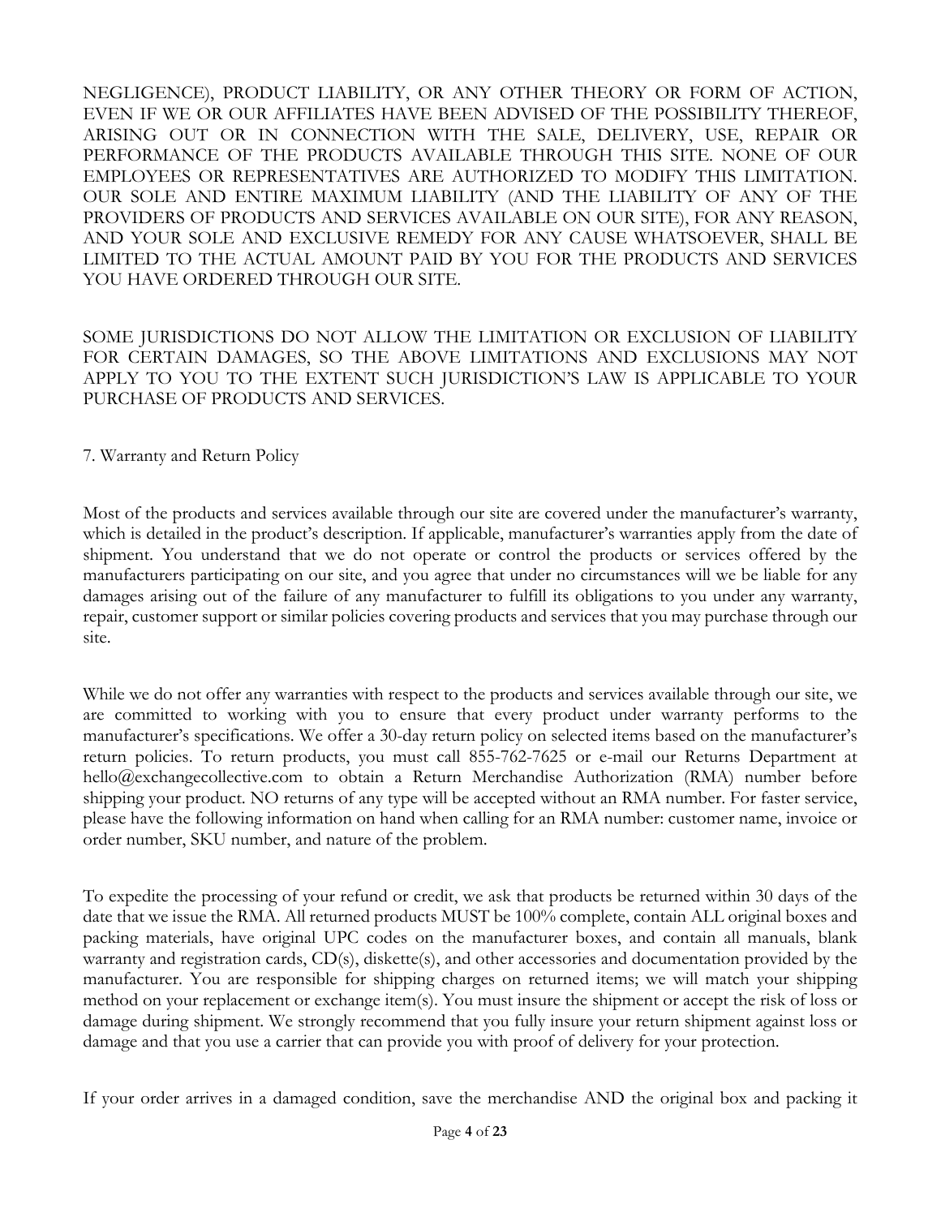NEGLIGENCE), PRODUCT LIABILITY, OR ANY OTHER THEORY OR FORM OF ACTION, EVEN IF WE OR OUR AFFILIATES HAVE BEEN ADVISED OF THE POSSIBILITY THEREOF, ARISING OUT OR IN CONNECTION WITH THE SALE, DELIVERY, USE, REPAIR OR PERFORMANCE OF THE PRODUCTS AVAILABLE THROUGH THIS SITE. NONE OF OUR EMPLOYEES OR REPRESENTATIVES ARE AUTHORIZED TO MODIFY THIS LIMITATION. OUR SOLE AND ENTIRE MAXIMUM LIABILITY (AND THE LIABILITY OF ANY OF THE PROVIDERS OF PRODUCTS AND SERVICES AVAILABLE ON OUR SITE), FOR ANY REASON, AND YOUR SOLE AND EXCLUSIVE REMEDY FOR ANY CAUSE WHATSOEVER, SHALL BE LIMITED TO THE ACTUAL AMOUNT PAID BY YOU FOR THE PRODUCTS AND SERVICES YOU HAVE ORDERED THROUGH OUR SITE.

SOME JURISDICTIONS DO NOT ALLOW THE LIMITATION OR EXCLUSION OF LIABILITY FOR CERTAIN DAMAGES, SO THE ABOVE LIMITATIONS AND EXCLUSIONS MAY NOT APPLY TO YOU TO THE EXTENT SUCH JURISDICTION'S LAW IS APPLICABLE TO YOUR PURCHASE OF PRODUCTS AND SERVICES.

## 7. Warranty and Return Policy

Most of the products and services available through our site are covered under the manufacturer's warranty, which is detailed in the product's description. If applicable, manufacturer's warranties apply from the date of shipment. You understand that we do not operate or control the products or services offered by the manufacturers participating on our site, and you agree that under no circumstances will we be liable for any damages arising out of the failure of any manufacturer to fulfill its obligations to you under any warranty, repair, customer support or similar policies covering products and services that you may purchase through our site.

While we do not offer any warranties with respect to the products and services available through our site, we are committed to working with you to ensure that every product under warranty performs to the manufacturer's specifications. We offer a 30-day return policy on selected items based on the manufacturer's return policies. To return products, you must call 855-762-7625 or e-mail our Returns Department at hello@exchangecollective.com to obtain a Return Merchandise Authorization (RMA) number before shipping your product. NO returns of any type will be accepted without an RMA number. For faster service, please have the following information on hand when calling for an RMA number: customer name, invoice or order number, SKU number, and nature of the problem.

To expedite the processing of your refund or credit, we ask that products be returned within 30 days of the date that we issue the RMA. All returned products MUST be 100% complete, contain ALL original boxes and packing materials, have original UPC codes on the manufacturer boxes, and contain all manuals, blank warranty and registration cards, CD(s), diskette(s), and other accessories and documentation provided by the manufacturer. You are responsible for shipping charges on returned items; we will match your shipping method on your replacement or exchange item(s). You must insure the shipment or accept the risk of loss or damage during shipment. We strongly recommend that you fully insure your return shipment against loss or damage and that you use a carrier that can provide you with proof of delivery for your protection.

If your order arrives in a damaged condition, save the merchandise AND the original box and packing it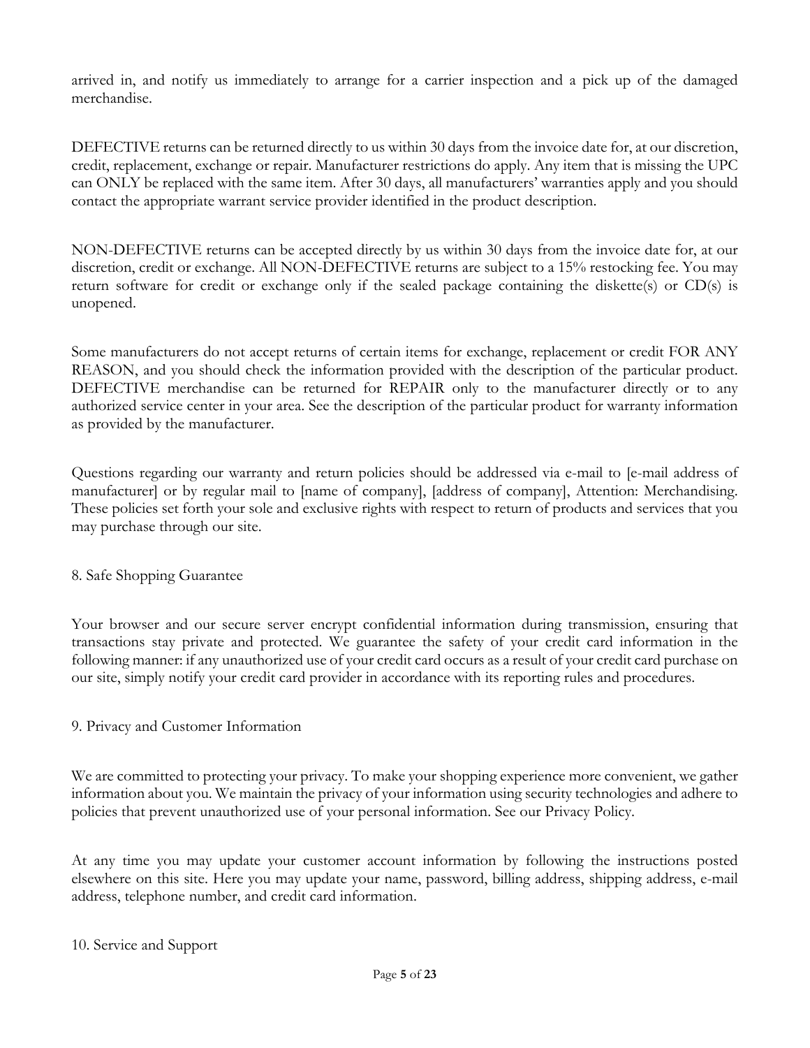arrived in, and notify us immediately to arrange for a carrier inspection and a pick up of the damaged merchandise.

DEFECTIVE returns can be returned directly to us within 30 days from the invoice date for, at our discretion, credit, replacement, exchange or repair. Manufacturer restrictions do apply. Any item that is missing the UPC can ONLY be replaced with the same item. After 30 days, all manufacturers' warranties apply and you should contact the appropriate warrant service provider identified in the product description.

NON-DEFECTIVE returns can be accepted directly by us within 30 days from the invoice date for, at our discretion, credit or exchange. All NON-DEFECTIVE returns are subject to a 15% restocking fee. You may return software for credit or exchange only if the sealed package containing the diskette(s) or CD(s) is unopened.

Some manufacturers do not accept returns of certain items for exchange, replacement or credit FOR ANY REASON, and you should check the information provided with the description of the particular product. DEFECTIVE merchandise can be returned for REPAIR only to the manufacturer directly or to any authorized service center in your area. See the description of the particular product for warranty information as provided by the manufacturer.

Questions regarding our warranty and return policies should be addressed via e-mail to [e-mail address of manufacturer] or by regular mail to [name of company], [address of company], Attention: Merchandising. These policies set forth your sole and exclusive rights with respect to return of products and services that you may purchase through our site.

## 8. Safe Shopping Guarantee

Your browser and our secure server encrypt confidential information during transmission, ensuring that transactions stay private and protected. We guarantee the safety of your credit card information in the following manner: if any unauthorized use of your credit card occurs as a result of your credit card purchase on our site, simply notify your credit card provider in accordance with its reporting rules and procedures.

## 9. Privacy and Customer Information

We are committed to protecting your privacy. To make your shopping experience more convenient, we gather information about you. We maintain the privacy of your information using security technologies and adhere to policies that prevent unauthorized use of your personal information. See our Privacy Policy.

At any time you may update your customer account information by following the instructions posted elsewhere on this site. Here you may update your name, password, billing address, shipping address, e-mail address, telephone number, and credit card information.

## 10. Service and Support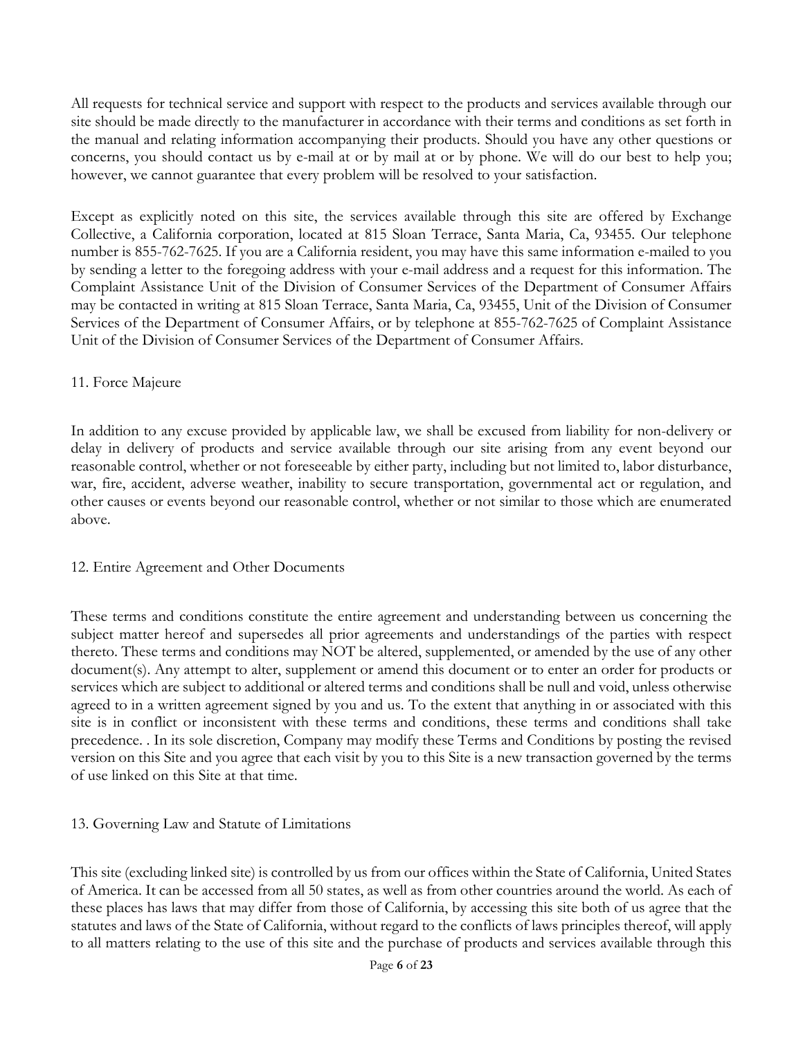All requests for technical service and support with respect to the products and services available through our site should be made directly to the manufacturer in accordance with their terms and conditions as set forth in the manual and relating information accompanying their products. Should you have any other questions or concerns, you should contact us by e-mail at or by mail at or by phone. We will do our best to help you; however, we cannot guarantee that every problem will be resolved to your satisfaction.

Except as explicitly noted on this site, the services available through this site are offered by Exchange Collective, a California corporation, located at 815 Sloan Terrace, Santa Maria, Ca, 93455. Our telephone number is 855-762-7625. If you are a California resident, you may have this same information e-mailed to you by sending a letter to the foregoing address with your e-mail address and a request for this information. The Complaint Assistance Unit of the Division of Consumer Services of the Department of Consumer Affairs may be contacted in writing at 815 Sloan Terrace, Santa Maria, Ca, 93455, Unit of the Division of Consumer Services of the Department of Consumer Affairs, or by telephone at 855-762-7625 of Complaint Assistance Unit of the Division of Consumer Services of the Department of Consumer Affairs.

## 11. Force Majeure

In addition to any excuse provided by applicable law, we shall be excused from liability for non-delivery or delay in delivery of products and service available through our site arising from any event beyond our reasonable control, whether or not foreseeable by either party, including but not limited to, labor disturbance, war, fire, accident, adverse weather, inability to secure transportation, governmental act or regulation, and other causes or events beyond our reasonable control, whether or not similar to those which are enumerated above.

## 12. Entire Agreement and Other Documents

These terms and conditions constitute the entire agreement and understanding between us concerning the subject matter hereof and supersedes all prior agreements and understandings of the parties with respect thereto. These terms and conditions may NOT be altered, supplemented, or amended by the use of any other document(s). Any attempt to alter, supplement or amend this document or to enter an order for products or services which are subject to additional or altered terms and conditions shall be null and void, unless otherwise agreed to in a written agreement signed by you and us. To the extent that anything in or associated with this site is in conflict or inconsistent with these terms and conditions, these terms and conditions shall take precedence. . In its sole discretion, Company may modify these Terms and Conditions by posting the revised version on this Site and you agree that each visit by you to this Site is a new transaction governed by the terms of use linked on this Site at that time.

## 13. Governing Law and Statute of Limitations

This site (excluding linked site) is controlled by us from our offices within the State of California, United States of America. It can be accessed from all 50 states, as well as from other countries around the world. As each of these places has laws that may differ from those of California, by accessing this site both of us agree that the statutes and laws of the State of California, without regard to the conflicts of laws principles thereof, will apply to all matters relating to the use of this site and the purchase of products and services available through this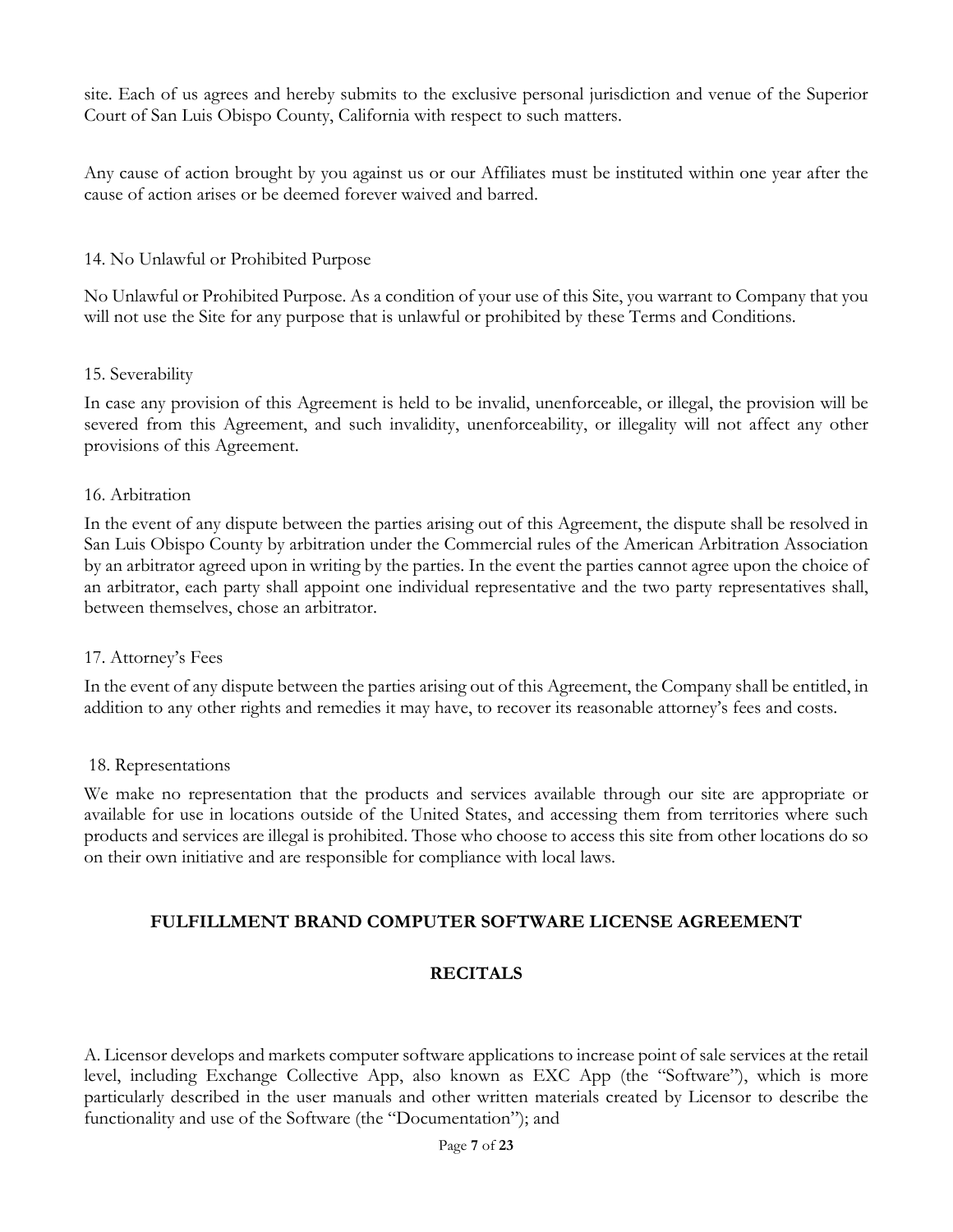site. Each of us agrees and hereby submits to the exclusive personal jurisdiction and venue of the Superior Court of San Luis Obispo County, California with respect to such matters.

Any cause of action brought by you against us or our Affiliates must be instituted within one year after the cause of action arises or be deemed forever waived and barred.

14. No Unlawful or Prohibited Purpose

No Unlawful or Prohibited Purpose. As a condition of your use of this Site, you warrant to Company that you will not use the Site for any purpose that is unlawful or prohibited by these Terms and Conditions.

15. Severability

In case any provision of this Agreement is held to be invalid, unenforceable, or illegal, the provision will be severed from this Agreement, and such invalidity, unenforceability, or illegality will not affect any other provisions of this Agreement.

16. Arbitration

In the event of any dispute between the parties arising out of this Agreement, the dispute shall be resolved in San Luis Obispo County by arbitration under the Commercial rules of the American Arbitration Association by an arbitrator agreed upon in writing by the parties. In the event the parties cannot agree upon the choice of an arbitrator, each party shall appoint one individual representative and the two party representatives shall, between themselves, chose an arbitrator.

17. Attorney's Fees

In the event of any dispute between the parties arising out of this Agreement, the Company shall be entitled, in addition to any other rights and remedies it may have, to recover its reasonable attorney's fees and costs.

18. Representations

We make no representation that the products and services available through our site are appropriate or available for use in locations outside of the United States, and accessing them from territories where such products and services are illegal is prohibited. Those who choose to access this site from other locations do so on their own initiative and are responsible for compliance with local laws.

## FULFILLMENT BRAND COMPUTER SOFTWARE LICENSE AGREEMENT

### RECITALS

A. Licensor develops and markets computer software applications to increase point of sale services at the retail level, including Exchange Collective App, also known as EXC App (the "Software"), which is more particularly described in the user manuals and other written materials created by Licensor to describe the functionality and use of the Software (the "Documentation"); and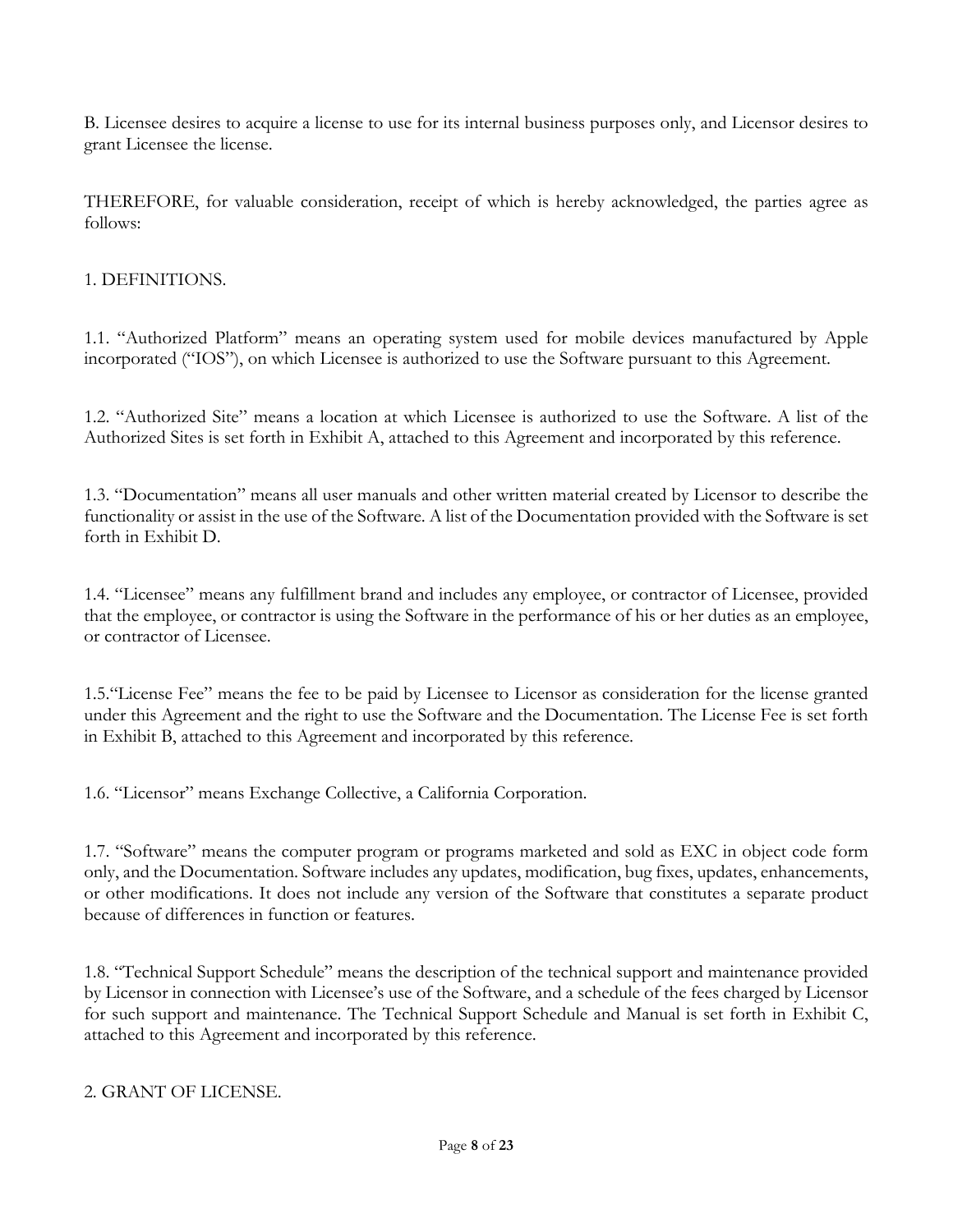B. Licensee desires to acquire a license to use for its internal business purposes only, and Licensor desires to grant Licensee the license.

THEREFORE, for valuable consideration, receipt of which is hereby acknowledged, the parties agree as follows:

1. DEFINITIONS.

1.1. "Authorized Platform" means an operating system used for mobile devices manufactured by Apple incorporated ("IOS"), on which Licensee is authorized to use the Software pursuant to this Agreement.

1.2. "Authorized Site" means a location at which Licensee is authorized to use the Software. A list of the Authorized Sites is set forth in Exhibit A, attached to this Agreement and incorporated by this reference.

1.3. "Documentation" means all user manuals and other written material created by Licensor to describe the functionality or assist in the use of the Software. A list of the Documentation provided with the Software is set forth in Exhibit D.

1.4. "Licensee" means any fulfillment brand and includes any employee, or contractor of Licensee, provided that the employee, or contractor is using the Software in the performance of his or her duties as an employee, or contractor of Licensee.

1.5."License Fee" means the fee to be paid by Licensee to Licensor as consideration for the license granted under this Agreement and the right to use the Software and the Documentation. The License Fee is set forth in Exhibit B, attached to this Agreement and incorporated by this reference.

1.6. "Licensor" means Exchange Collective, a California Corporation.

1.7. "Software" means the computer program or programs marketed and sold as EXC in object code form only, and the Documentation. Software includes any updates, modification, bug fixes, updates, enhancements, or other modifications. It does not include any version of the Software that constitutes a separate product because of differences in function or features.

1.8. "Technical Support Schedule" means the description of the technical support and maintenance provided by Licensor in connection with Licensee's use of the Software, and a schedule of the fees charged by Licensor for such support and maintenance. The Technical Support Schedule and Manual is set forth in Exhibit C, attached to this Agreement and incorporated by this reference.

2. GRANT OF LICENSE.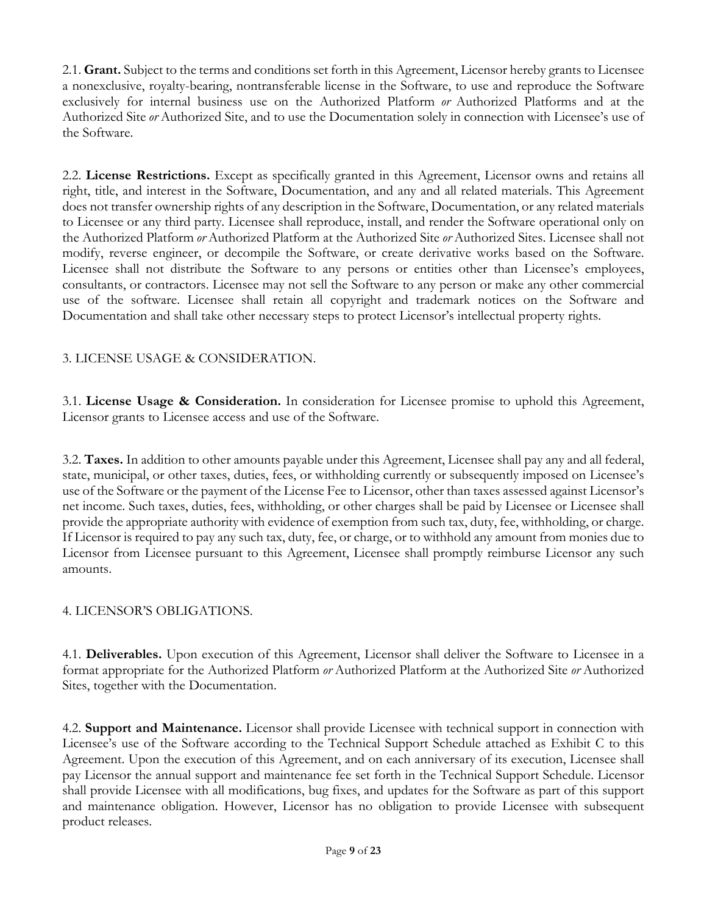2.1. **Grant.** Subject to the terms and conditions set forth in this Agreement, Licensor hereby grants to Licensee a nonexclusive, royalty-bearing, nontransferable license in the Software, to use and reproduce the Software exclusively for internal business use on the Authorized Platform *or* Authorized Platforms and at the Authorized Site *or* Authorized Site, and to use the Documentation solely in connection with Licensee's use of the Software.

2.2. **License Restrictions.** Except as specifically granted in this Agreement, Licensor owns and retains all right, title, and interest in the Software, Documentation, and any and all related materials. This Agreement does not transfer ownership rights of any description in the Software, Documentation, or any related materials to Licensee or any third party. Licensee shall reproduce, install, and render the Software operational only on the Authorized Platform *or* Authorized Platform at the Authorized Site *or* Authorized Sites. Licensee shall not modify, reverse engineer, or decompile the Software, or create derivative works based on the Software. Licensee shall not distribute the Software to any persons or entities other than Licensee's employees, consultants, or contractors. Licensee may not sell the Software to any person or make any other commercial use of the software. Licensee shall retain all copyright and trademark notices on the Software and Documentation and shall take other necessary steps to protect Licensor's intellectual property rights.

3. LICENSE USAGE & CONSIDERATION.

3.1. **License Usage & Consideration.** In consideration for Licensee promise to uphold this Agreement, Licensor grants to Licensee access and use of the Software.

3.2. **Taxes.** In addition to other amounts payable under this Agreement, Licensee shall pay any and all federal, state, municipal, or other taxes, duties, fees, or withholding currently or subsequently imposed on Licensee's use of the Software or the payment of the License Fee to Licensor, other than taxes assessed against Licensor's net income. Such taxes, duties, fees, withholding, or other charges shall be paid by Licensee or Licensee shall provide the appropriate authority with evidence of exemption from such tax, duty, fee, withholding, or charge. If Licensor is required to pay any such tax, duty, fee, or charge, or to withhold any amount from monies due to Licensor from Licensee pursuant to this Agreement, Licensee shall promptly reimburse Licensor any such amounts.

4. LICENSOR'S OBLIGATIONS.

4.1. **Deliverables.** Upon execution of this Agreement, Licensor shall deliver the Software to Licensee in a format appropriate for the Authorized Platform *or* Authorized Platform at the Authorized Site *or* Authorized Sites, together with the Documentation.

4.2. **Support and Maintenance.** Licensor shall provide Licensee with technical support in connection with Licensee's use of the Software according to the Technical Support Schedule attached as Exhibit C to this Agreement. Upon the execution of this Agreement, and on each anniversary of its execution, Licensee shall pay Licensor the annual support and maintenance fee set forth in the Technical Support Schedule. Licensor shall provide Licensee with all modifications, bug fixes, and updates for the Software as part of this support and maintenance obligation. However, Licensor has no obligation to provide Licensee with subsequent product releases.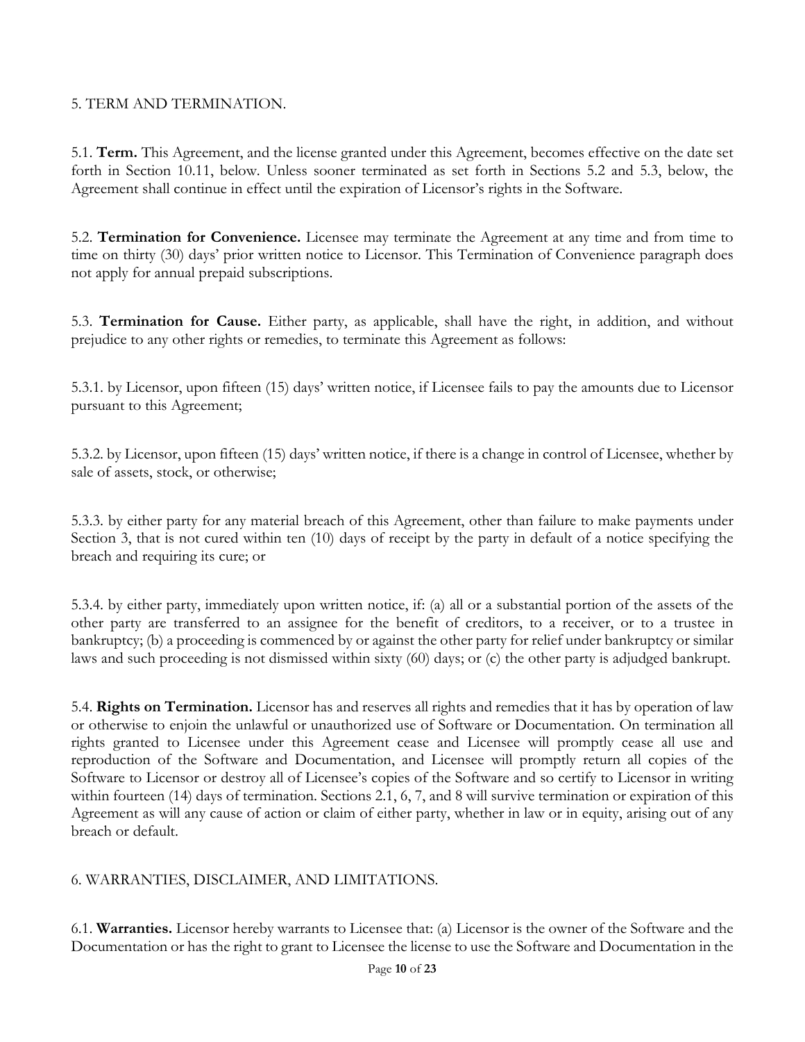## 5. TERM AND TERMINATION.

5.1. **Term.** This Agreement, and the license granted under this Agreement, becomes effective on the date set forth in Section 10.11, below. Unless sooner terminated as set forth in Sections 5.2 and 5.3, below, the Agreement shall continue in effect until the expiration of Licensor's rights in the Software.

5.2. **Termination for Convenience.** Licensee may terminate the Agreement at any time and from time to time on thirty (30) days' prior written notice to Licensor. This Termination of Convenience paragraph does not apply for annual prepaid subscriptions.

5.3. **Termination for Cause.** Either party, as applicable, shall have the right, in addition, and without prejudice to any other rights or remedies, to terminate this Agreement as follows:

5.3.1. by Licensor, upon fifteen (15) days' written notice, if Licensee fails to pay the amounts due to Licensor pursuant to this Agreement;

5.3.2. by Licensor, upon fifteen (15) days' written notice, if there is a change in control of Licensee, whether by sale of assets, stock, or otherwise;

5.3.3. by either party for any material breach of this Agreement, other than failure to make payments under Section 3, that is not cured within ten (10) days of receipt by the party in default of a notice specifying the breach and requiring its cure; or

5.3.4. by either party, immediately upon written notice, if: (a) all or a substantial portion of the assets of the other party are transferred to an assignee for the benefit of creditors, to a receiver, or to a trustee in bankruptcy; (b) a proceeding is commenced by or against the other party for relief under bankruptcy or similar laws and such proceeding is not dismissed within sixty (60) days; or (c) the other party is adjudged bankrupt.

5.4. **Rights on Termination.** Licensor has and reserves all rights and remedies that it has by operation of law or otherwise to enjoin the unlawful or unauthorized use of Software or Documentation. On termination all rights granted to Licensee under this Agreement cease and Licensee will promptly cease all use and reproduction of the Software and Documentation, and Licensee will promptly return all copies of the Software to Licensor or destroy all of Licensee's copies of the Software and so certify to Licensor in writing within fourteen (14) days of termination. Sections 2.1, 6, 7, and 8 will survive termination or expiration of this Agreement as will any cause of action or claim of either party, whether in law or in equity, arising out of any breach or default.

## 6. WARRANTIES, DISCLAIMER, AND LIMITATIONS.

6.1. **Warranties.** Licensor hereby warrants to Licensee that: (a) Licensor is the owner of the Software and the Documentation or has the right to grant to Licensee the license to use the Software and Documentation in the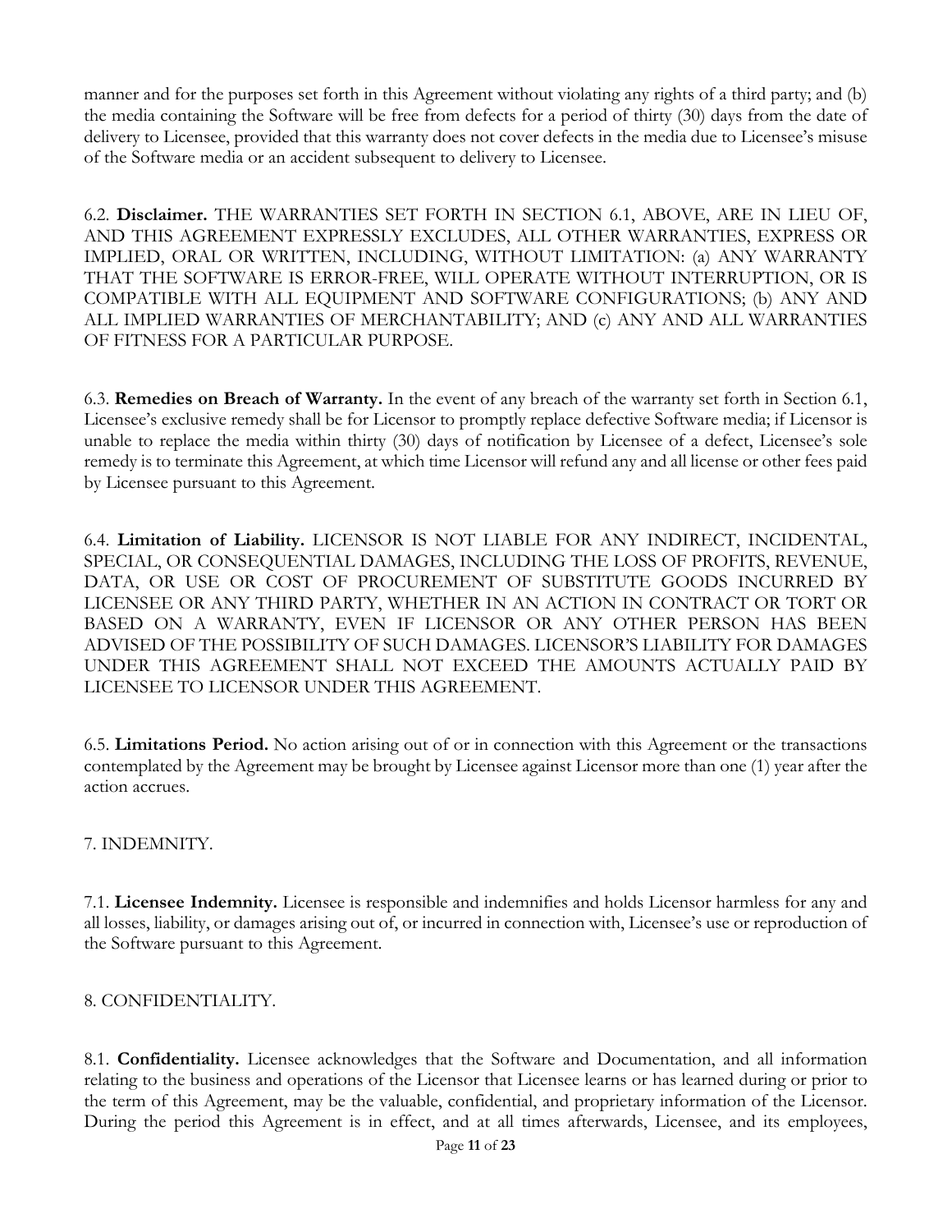manner and for the purposes set forth in this Agreement without violating any rights of a third party; and (b) the media containing the Software will be free from defects for a period of thirty (30) days from the date of delivery to Licensee, provided that this warranty does not cover defects in the media due to Licensee's misuse of the Software media or an accident subsequent to delivery to Licensee.

6.2. **Disclaimer.** THE WARRANTIES SET FORTH IN SECTION 6.1, ABOVE, ARE IN LIEU OF, AND THIS AGREEMENT EXPRESSLY EXCLUDES, ALL OTHER WARRANTIES, EXPRESS OR IMPLIED, ORAL OR WRITTEN, INCLUDING, WITHOUT LIMITATION: (a) ANY WARRANTY THAT THE SOFTWARE IS ERROR-FREE, WILL OPERATE WITHOUT INTERRUPTION, OR IS COMPATIBLE WITH ALL EQUIPMENT AND SOFTWARE CONFIGURATIONS; (b) ANY AND ALL IMPLIED WARRANTIES OF MERCHANTABILITY; AND (c) ANY AND ALL WARRANTIES OF FITNESS FOR A PARTICULAR PURPOSE.

6.3. **Remedies on Breach of Warranty.** In the event of any breach of the warranty set forth in Section 6.1, Licensee's exclusive remedy shall be for Licensor to promptly replace defective Software media; if Licensor is unable to replace the media within thirty (30) days of notification by Licensee of a defect, Licensee's sole remedy is to terminate this Agreement, at which time Licensor will refund any and all license or other fees paid by Licensee pursuant to this Agreement.

6.4. **Limitation of Liability.** LICENSOR IS NOT LIABLE FOR ANY INDIRECT, INCIDENTAL, SPECIAL, OR CONSEQUENTIAL DAMAGES, INCLUDING THE LOSS OF PROFITS, REVENUE, DATA, OR USE OR COST OF PROCUREMENT OF SUBSTITUTE GOODS INCURRED BY LICENSEE OR ANY THIRD PARTY, WHETHER IN AN ACTION IN CONTRACT OR TORT OR BASED ON A WARRANTY, EVEN IF LICENSOR OR ANY OTHER PERSON HAS BEEN ADVISED OF THE POSSIBILITY OF SUCH DAMAGES. LICENSOR'S LIABILITY FOR DAMAGES UNDER THIS AGREEMENT SHALL NOT EXCEED THE AMOUNTS ACTUALLY PAID BY LICENSEE TO LICENSOR UNDER THIS AGREEMENT.

6.5. **Limitations Period.** No action arising out of or in connection with this Agreement or the transactions contemplated by the Agreement may be brought by Licensee against Licensor more than one (1) year after the action accrues.

7. INDEMNITY.

7.1. **Licensee Indemnity.** Licensee is responsible and indemnifies and holds Licensor harmless for any and all losses, liability, or damages arising out of, or incurred in connection with, Licensee's use or reproduction of the Software pursuant to this Agreement.

8. CONFIDENTIALITY.

8.1. **Confidentiality.** Licensee acknowledges that the Software and Documentation, and all information relating to the business and operations of the Licensor that Licensee learns or has learned during or prior to the term of this Agreement, may be the valuable, confidential, and proprietary information of the Licensor. During the period this Agreement is in effect, and at all times afterwards, Licensee, and its employees,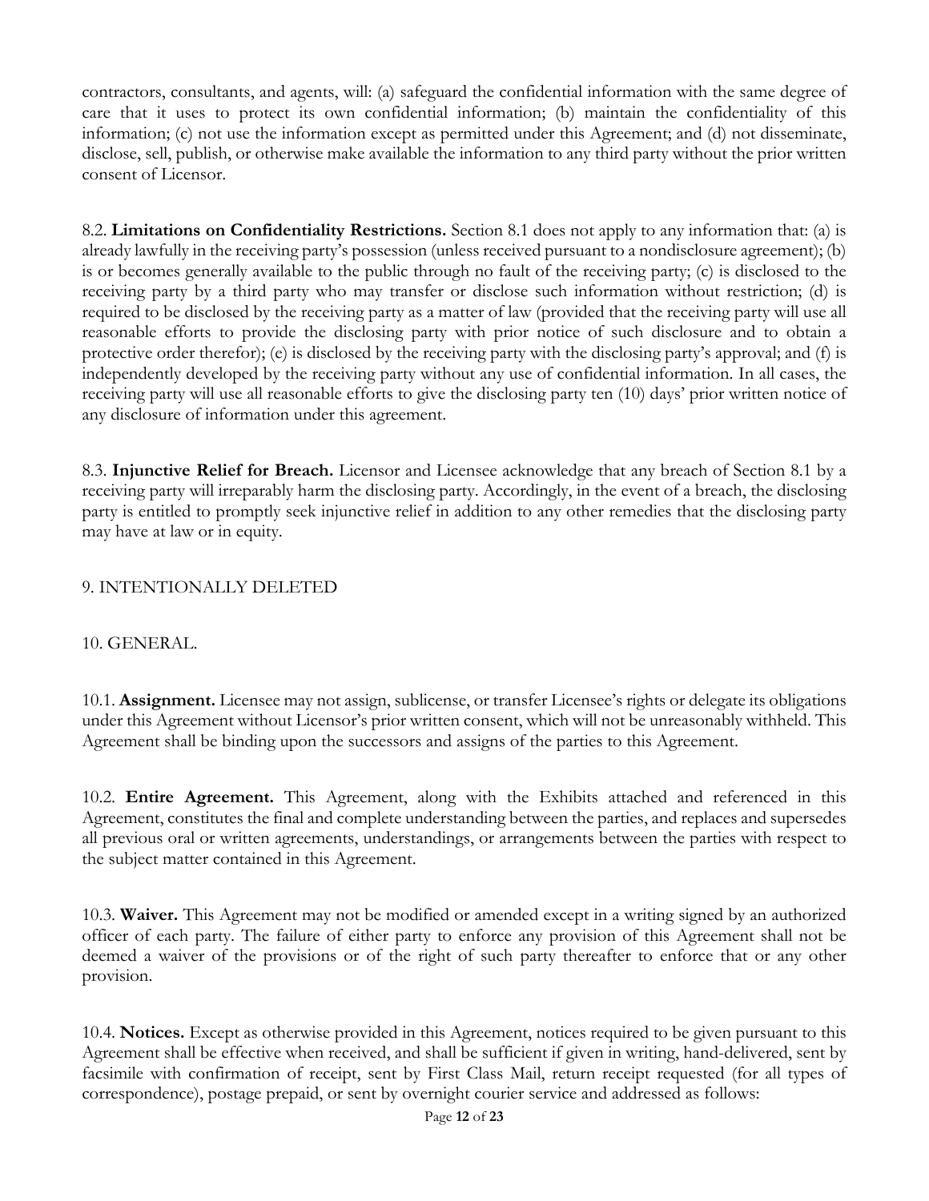contractors, consultants, and agents, will: (a) safeguard the confidential information with the same degree of care that it uses to protect its own confidential information; (b) maintain the confidentiality of this information; (c) not use the information except as permitted under this Agreement; and (d) not disseminate, disclose, sell, publish, or otherwise make available the information to any third party without the prior written consent of Licensor.

8.2. **Limitations on Confidentiality Restrictions.** Section 8.1 does not apply to any information that: (a) is already lawfully in the receiving party's possession (unless received pursuant to a nondisclosure agreement); (b) is or becomes generally available to the public through no fault of the receiving party; (c) is disclosed to the receiving party by a third party who may transfer or disclose such information without restriction; (d) is required to be disclosed by the receiving party as a matter of law (provided that the receiving party will use all reasonable efforts to provide the disclosing party with prior notice of such disclosure and to obtain a protective order therefor); (e) is disclosed by the receiving party with the disclosing party's approval; and (f) is independently developed by the receiving party without any use of confidential information. In all cases, the receiving party will use all reasonable efforts to give the disclosing party ten (10) days' prior written notice of any disclosure of information under this agreement.

8.3. **Injunctive Relief for Breach.** Licensor and Licensee acknowledge that any breach of Section 8.1 by a receiving party will irreparably harm the disclosing party. Accordingly, in the event of a breach, the disclosing party is entitled to promptly seek injunctive relief in addition to any other remedies that the disclosing party may have at law or in equity.

## 9. INTENTIONALLY DELETED

## 10. GENERAL.

10.1. **Assignment.** Licensee may not assign, sublicense, or transfer Licensee's rights or delegate its obligations under this Agreement without Licensor's prior written consent, which will not be unreasonably withheld. This Agreement shall be binding upon the successors and assigns of the parties to this Agreement.

10.2. **Entire Agreement.** This Agreement, along with the Exhibits attached and referenced in this Agreement, constitutes the final and complete understanding between the parties, and replaces and supersedes all previous oral or written agreements, understandings, or arrangements between the parties with respect to the subject matter contained in this Agreement.

10.3. **Waiver.** This Agreement may not be modified or amended except in a writing signed by an authorized officer of each party. The failure of either party to enforce any provision of this Agreement shall not be deemed a waiver of the provisions or of the right of such party thereafter to enforce that or any other provision.

10.4. **Notices.** Except as otherwise provided in this Agreement, notices required to be given pursuant to this Agreement shall be effective when received, and shall be sufficient if given in writing, hand-delivered, sent by facsimile with confirmation of receipt, sent by First Class Mail, return receipt requested (for all types of correspondence), postage prepaid, or sent by overnight courier service and addressed as follows: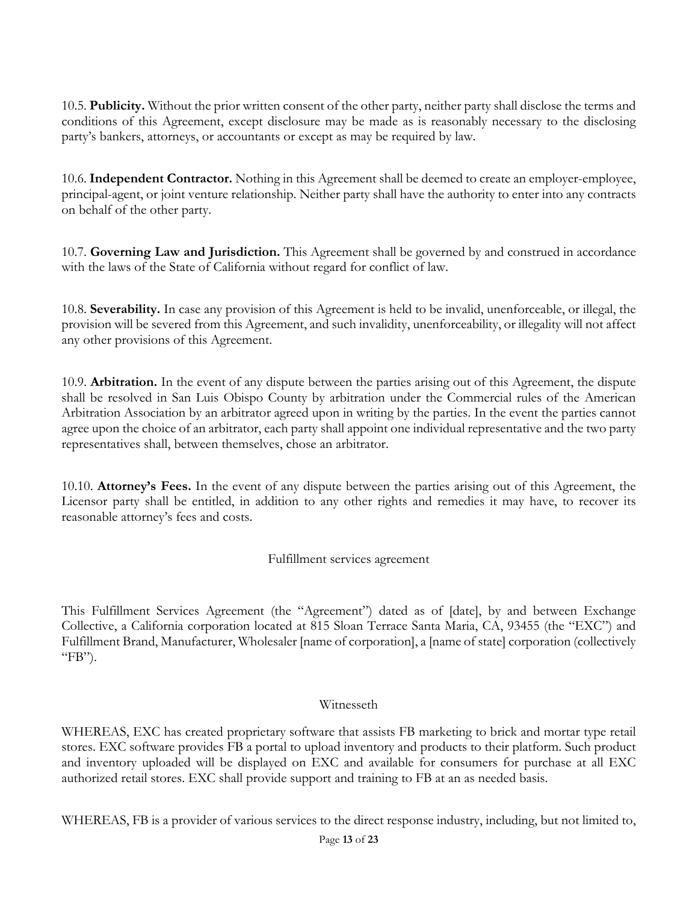10.5. **Publicity.** Without the prior written consent of the other party, neither party shall disclose the terms and conditions of this Agreement, except disclosure may be made as is reasonably necessary to the disclosing party's bankers, attorneys, or accountants or except as may be required by law.

10.6. **Independent Contractor.** Nothing in this Agreement shall be deemed to create an employer-employee, principal-agent, or joint venture relationship. Neither party shall have the authority to enter into any contracts on behalf of the other party.

10.7. **Governing Law and Jurisdiction.** This Agreement shall be governed by and construed in accordance with the laws of the State of California without regard for conflict of law.

10.8. **Severability.** In case any provision of this Agreement is held to be invalid, unenforceable, or illegal, the provision will be severed from this Agreement, and such invalidity, unenforceability, or illegality will not affect any other provisions of this Agreement.

10.9. **Arbitration.** In the event of any dispute between the parties arising out of this Agreement, the dispute shall be resolved in San Luis Obispo County by arbitration under the Commercial rules of the American Arbitration Association by an arbitrator agreed upon in writing by the parties. In the event the parties cannot agree upon the choice of an arbitrator, each party shall appoint one individual representative and the two party representatives shall, between themselves, chose an arbitrator.

10.10. **Attorney's Fees.** In the event of any dispute between the parties arising out of this Agreement, the Licensor party shall be entitled, in addition to any other rights and remedies it may have, to recover its reasonable attorney's fees and costs.

## Fulfillment services agreement

This Fulfillment Services Agreement (the "Agreement") dated as of [date], by and between Exchange Collective, a California corporation located at 815 Sloan Terrace Santa Maria, CA, 93455 (the "EXC") and Fulfillment Brand, Manufacturer, Wholesaler [name of corporation], a [name of state] corporation (collectively "FB").

### Witnesseth

WHEREAS, EXC has created proprietary software that assists FB marketing to brick and mortar type retail stores. EXC software provides FB a portal to upload inventory and products to their platform. Such product and inventory uploaded will be displayed on EXC and available for consumers for purchase at all EXC authorized retail stores. EXC shall provide support and training to FB at an as needed basis.

WHEREAS, FB is a provider of various services to the direct response industry, including, but not limited to,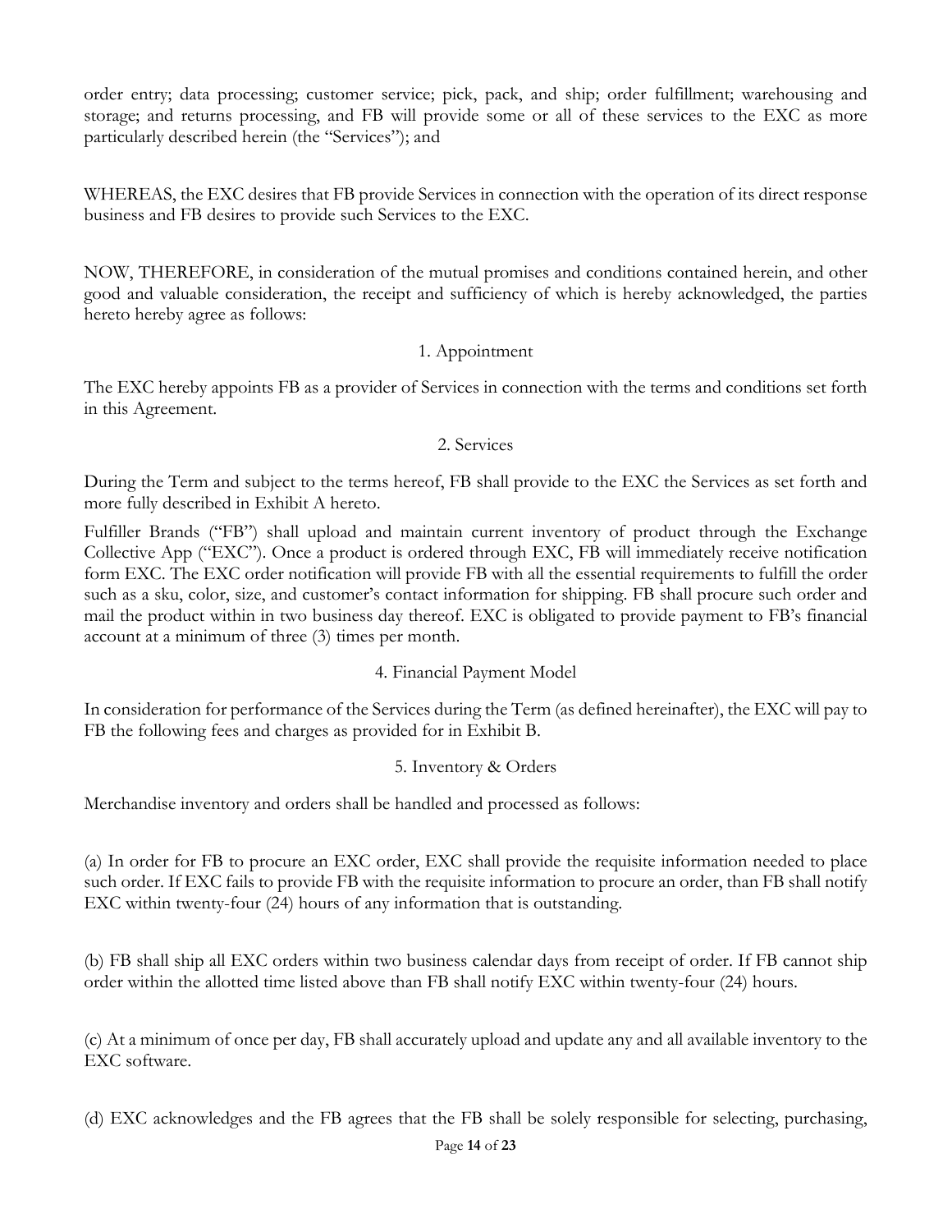order entry; data processing; customer service; pick, pack, and ship; order fulfillment; warehousing and storage; and returns processing, and FB will provide some or all of these services to the EXC as more particularly described herein (the "Services"); and

WHEREAS, the EXC desires that FB provide Services in connection with the operation of its direct response business and FB desires to provide such Services to the EXC.

NOW, THEREFORE, in consideration of the mutual promises and conditions contained herein, and other good and valuable consideration, the receipt and sufficiency of which is hereby acknowledged, the parties hereto hereby agree as follows:

## 1. Appointment

The EXC hereby appoints FB as a provider of Services in connection with the terms and conditions set forth in this Agreement.

## 2. Services

During the Term and subject to the terms hereof, FB shall provide to the EXC the Services as set forth and more fully described in Exhibit A hereto.

Fulfiller Brands ("FB") shall upload and maintain current inventory of product through the Exchange Collective App ("EXC"). Once a product is ordered through EXC, FB will immediately receive notification form EXC. The EXC order notification will provide FB with all the essential requirements to fulfill the order such as a sku, color, size, and customer's contact information for shipping. FB shall procure such order and mail the product within in two business day thereof. EXC is obligated to provide payment to FB's financial account at a minimum of three (3) times per month.

## 4. Financial Payment Model

In consideration for performance of the Services during the Term (as defined hereinafter), the EXC will pay to FB the following fees and charges as provided for in Exhibit B.

## 5. Inventory & Orders

Merchandise inventory and orders shall be handled and processed as follows:

(a) In order for FB to procure an EXC order, EXC shall provide the requisite information needed to place such order. If EXC fails to provide FB with the requisite information to procure an order, than FB shall notify EXC within twenty-four (24) hours of any information that is outstanding.

(b) FB shall ship all EXC orders within two business calendar days from receipt of order. If FB cannot ship order within the allotted time listed above than FB shall notify EXC within twenty-four (24) hours.

(c) At a minimum of once per day, FB shall accurately upload and update any and all available inventory to the EXC software.

(d) EXC acknowledges and the FB agrees that the FB shall be solely responsible for selecting, purchasing,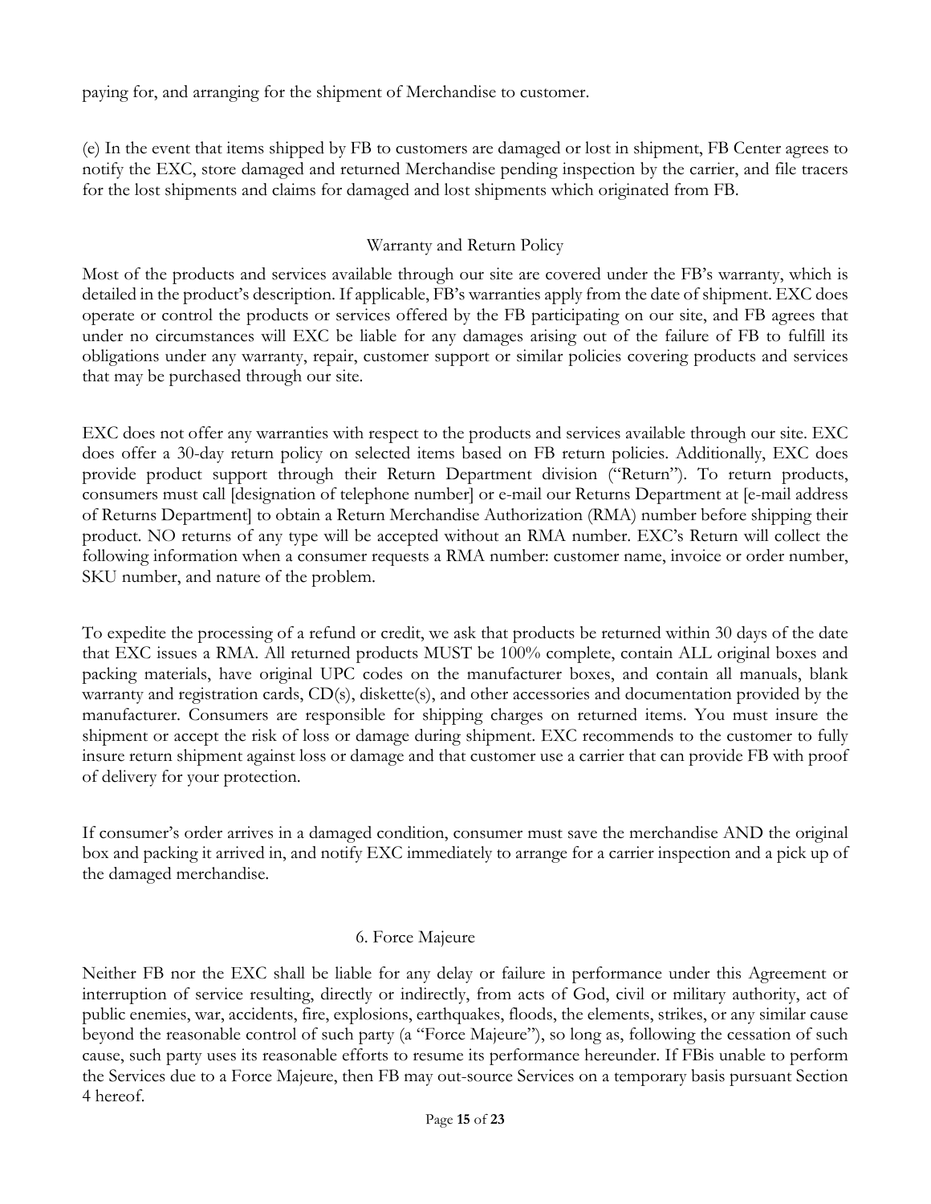paying for, and arranging for the shipment of Merchandise to customer.

(e) In the event that items shipped by FB to customers are damaged or lost in shipment, FB Center agrees to notify the EXC, store damaged and returned Merchandise pending inspection by the carrier, and file tracers for the lost shipments and claims for damaged and lost shipments which originated from FB.

## Warranty and Return Policy

Most of the products and services available through our site are covered under the FB's warranty, which is detailed in the product's description. If applicable, FB's warranties apply from the date of shipment. EXC does operate or control the products or services offered by the FB participating on our site, and FB agrees that under no circumstances will EXC be liable for any damages arising out of the failure of FB to fulfill its obligations under any warranty, repair, customer support or similar policies covering products and services that may be purchased through our site.

EXC does not offer any warranties with respect to the products and services available through our site. EXC does offer a 30-day return policy on selected items based on FB return policies. Additionally, EXC does provide product support through their Return Department division ("Return"). To return products, consumers must call [designation of telephone number] or e-mail our Returns Department at [e-mail address of Returns Department] to obtain a Return Merchandise Authorization (RMA) number before shipping their product. NO returns of any type will be accepted without an RMA number. EXC's Return will collect the following information when a consumer requests a RMA number: customer name, invoice or order number, SKU number, and nature of the problem.

To expedite the processing of a refund or credit, we ask that products be returned within 30 days of the date that EXC issues a RMA. All returned products MUST be 100% complete, contain ALL original boxes and packing materials, have original UPC codes on the manufacturer boxes, and contain all manuals, blank warranty and registration cards, CD(s), diskette(s), and other accessories and documentation provided by the manufacturer. Consumers are responsible for shipping charges on returned items. You must insure the shipment or accept the risk of loss or damage during shipment. EXC recommends to the customer to fully insure return shipment against loss or damage and that customer use a carrier that can provide FB with proof of delivery for your protection.

If consumer's order arrives in a damaged condition, consumer must save the merchandise AND the original box and packing it arrived in, and notify EXC immediately to arrange for a carrier inspection and a pick up of the damaged merchandise.

## 6. Force Majeure

Neither FB nor the EXC shall be liable for any delay or failure in performance under this Agreement or interruption of service resulting, directly or indirectly, from acts of God, civil or military authority, act of public enemies, war, accidents, fire, explosions, earthquakes, floods, the elements, strikes, or any similar cause beyond the reasonable control of such party (a "Force Majeure"), so long as, following the cessation of such cause, such party uses its reasonable efforts to resume its performance hereunder. If FBis unable to perform the Services due to a Force Majeure, then FB may out-source Services on a temporary basis pursuant Section 4 hereof.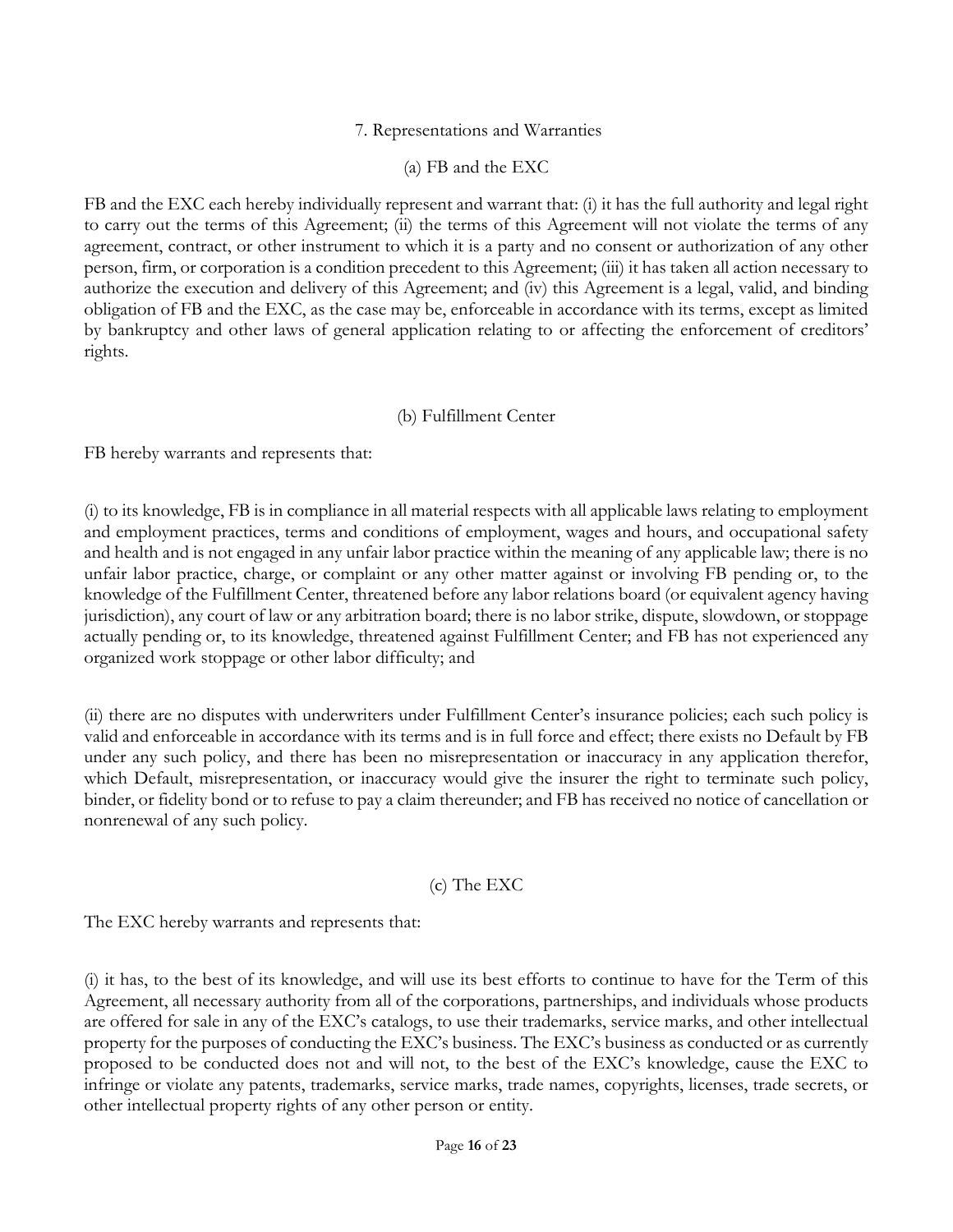## 7. Representations and Warranties

### (a) FB and the EXC

FB and the EXC each hereby individually represent and warrant that: (i) it has the full authority and legal right to carry out the terms of this Agreement; (ii) the terms of this Agreement will not violate the terms of any agreement, contract, or other instrument to which it is a party and no consent or authorization of any other person, firm, or corporation is a condition precedent to this Agreement; (iii) it has taken all action necessary to authorize the execution and delivery of this Agreement; and (iv) this Agreement is a legal, valid, and binding obligation of FB and the EXC, as the case may be, enforceable in accordance with its terms, except as limited by bankruptcy and other laws of general application relating to or affecting the enforcement of creditors' rights.

### (b) Fulfillment Center

FB hereby warrants and represents that:

(i) to its knowledge, FB is in compliance in all material respects with all applicable laws relating to employment and employment practices, terms and conditions of employment, wages and hours, and occupational safety and health and is not engaged in any unfair labor practice within the meaning of any applicable law; there is no unfair labor practice, charge, or complaint or any other matter against or involving FB pending or, to the knowledge of the Fulfillment Center, threatened before any labor relations board (or equivalent agency having jurisdiction), any court of law or any arbitration board; there is no labor strike, dispute, slowdown, or stoppage actually pending or, to its knowledge, threatened against Fulfillment Center; and FB has not experienced any organized work stoppage or other labor difficulty; and

(ii) there are no disputes with underwriters under Fulfillment Center's insurance policies; each such policy is valid and enforceable in accordance with its terms and is in full force and effect; there exists no Default by FB under any such policy, and there has been no misrepresentation or inaccuracy in any application therefor, which Default, misrepresentation, or inaccuracy would give the insurer the right to terminate such policy, binder, or fidelity bond or to refuse to pay a claim thereunder; and FB has received no notice of cancellation or nonrenewal of any such policy.

### (c) The EXC

The EXC hereby warrants and represents that:

(i) it has, to the best of its knowledge, and will use its best efforts to continue to have for the Term of this Agreement, all necessary authority from all of the corporations, partnerships, and individuals whose products are offered for sale in any of the EXC's catalogs, to use their trademarks, service marks, and other intellectual property for the purposes of conducting the EXC's business. The EXC's business as conducted or as currently proposed to be conducted does not and will not, to the best of the EXC's knowledge, cause the EXC to infringe or violate any patents, trademarks, service marks, trade names, copyrights, licenses, trade secrets, or other intellectual property rights of any other person or entity.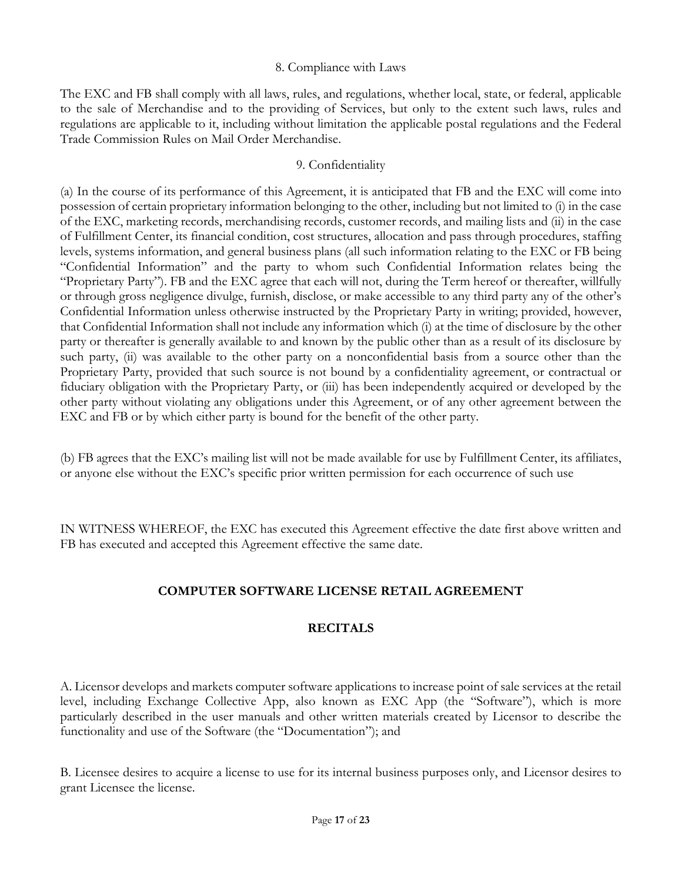8. Compliance with Laws

The EXC and FB shall comply with all laws, rules, and regulations, whether local, state, or federal, applicable to the sale of Merchandise and to the providing of Services, but only to the extent such laws, rules and regulations are applicable to it, including without limitation the applicable postal regulations and the Federal Trade Commission Rules on Mail Order Merchandise.

9. Confidentiality

(a) In the course of its performance of this Agreement, it is anticipated that FB and the EXC will come into possession of certain proprietary information belonging to the other, including but not limited to (i) in the case of the EXC, marketing records, merchandising records, customer records, and mailing lists and (ii) in the case of Fulfillment Center, its financial condition, cost structures, allocation and pass through procedures, staffing levels, systems information, and general business plans (all such information relating to the EXC or FB being "Confidential Information" and the party to whom such Confidential Information relates being the "Proprietary Party"). FB and the EXC agree that each will not, during the Term hereof or thereafter, willfully or through gross negligence divulge, furnish, disclose, or make accessible to any third party any of the other's Confidential Information unless otherwise instructed by the Proprietary Party in writing; provided, however, that Confidential Information shall not include any information which (i) at the time of disclosure by the other party or thereafter is generally available to and known by the public other than as a result of its disclosure by such party, (ii) was available to the other party on a nonconfidential basis from a source other than the Proprietary Party, provided that such source is not bound by a confidentiality agreement, or contractual or fiduciary obligation with the Proprietary Party, or (iii) has been independently acquired or developed by the other party without violating any obligations under this Agreement, or of any other agreement between the EXC and FB or by which either party is bound for the benefit of the other party.

(b) FB agrees that the EXC's mailing list will not be made available for use by Fulfillment Center, its affiliates, or anyone else without the EXC's specific prior written permission for each occurrence of such use

IN WITNESS WHEREOF, the EXC has executed this Agreement effective the date first above written and FB has executed and accepted this Agreement effective the same date.

## COMPUTER SOFTWARE LICENSE RETAIL AGREEMENT

### RECITALS

A. Licensor develops and markets computer software applications to increase point of sale services at the retail level, including Exchange Collective App, also known as EXC App (the "Software"), which is more particularly described in the user manuals and other written materials created by Licensor to describe the functionality and use of the Software (the "Documentation"); and

B. Licensee desires to acquire a license to use for its internal business purposes only, and Licensor desires to grant Licensee the license.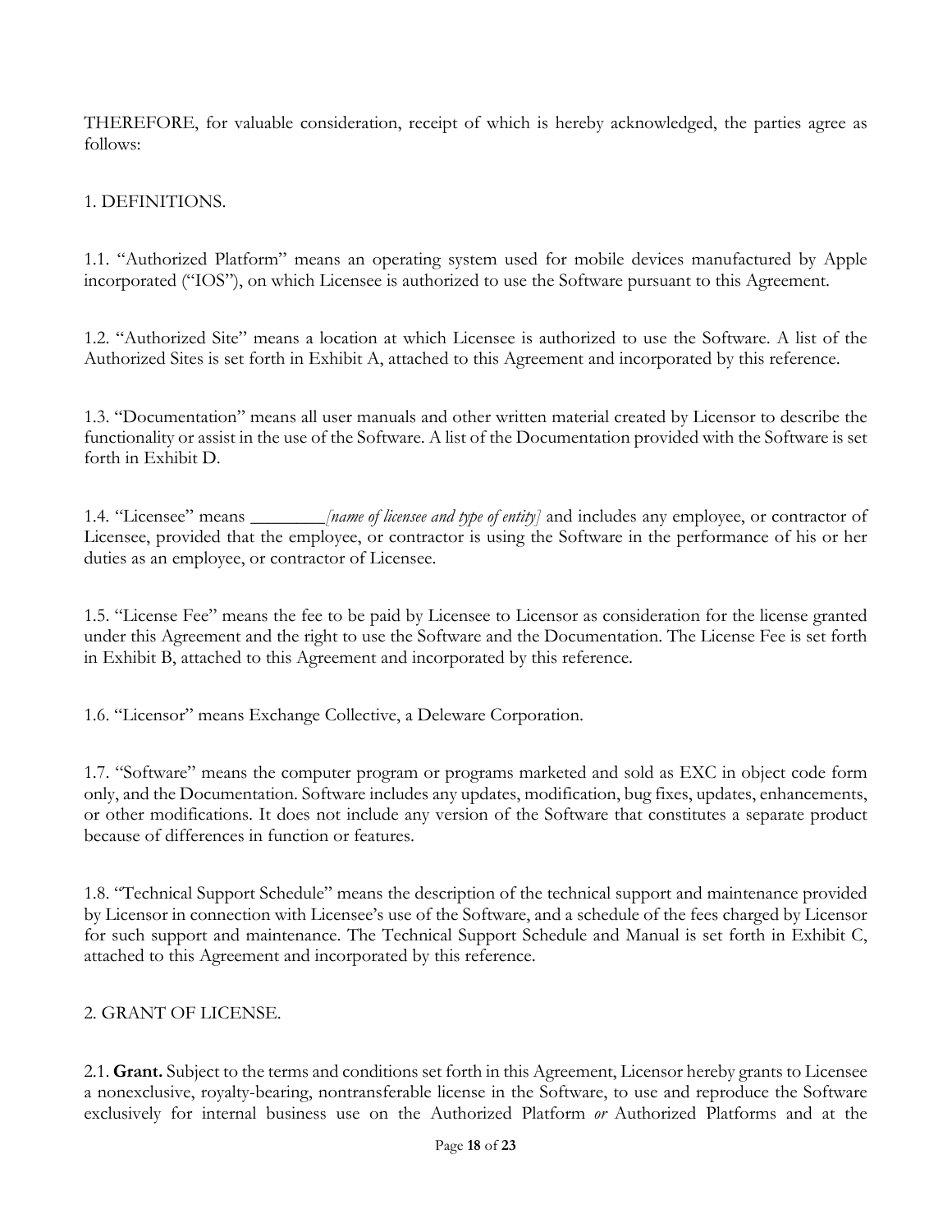THEREFORE, for valuable consideration, receipt of which is hereby acknowledged, the parties agree as follows:

1. DEFINITIONS.

1.1. "Authorized Platform" means an operating system used for mobile devices manufactured by Apple incorporated ("IOS"), on which Licensee is authorized to use the Software pursuant to this Agreement.

1.2. "Authorized Site" means a location at which Licensee is authorized to use the Software. A list of the Authorized Sites is set forth in Exhibit A, attached to this Agreement and incorporated by this reference.

1.3. "Documentation" means all user manuals and other written material created by Licensor to describe the functionality or assist in the use of the Software. A list of the Documentation provided with the Software is set forth in Exhibit D.

1.4. "Licensee" means ________*[name of licensee and type of entity]* and includes any employee, or contractor of Licensee, provided that the employee, or contractor is using the Software in the performance of his or her duties as an employee, or contractor of Licensee.

1.5. "License Fee" means the fee to be paid by Licensee to Licensor as consideration for the license granted under this Agreement and the right to use the Software and the Documentation. The License Fee is set forth in Exhibit B, attached to this Agreement and incorporated by this reference.

1.6. "Licensor" means Exchange Collective, a Deleware Corporation.

1.7. "Software" means the computer program or programs marketed and sold as EXC in object code form only, and the Documentation. Software includes any updates, modification, bug fixes, updates, enhancements, or other modifications. It does not include any version of the Software that constitutes a separate product because of differences in function or features.

1.8. "Technical Support Schedule" means the description of the technical support and maintenance provided by Licensor in connection with Licensee's use of the Software, and a schedule of the fees charged by Licensor for such support and maintenance. The Technical Support Schedule and Manual is set forth in Exhibit C, attached to this Agreement and incorporated by this reference.

2. GRANT OF LICENSE.

2.1. **Grant.** Subject to the terms and conditions set forth in this Agreement, Licensor hereby grants to Licensee a nonexclusive, royalty-bearing, nontransferable license in the Software, to use and reproduce the Software exclusively for internal business use on the Authorized Platform *or* Authorized Platforms and at the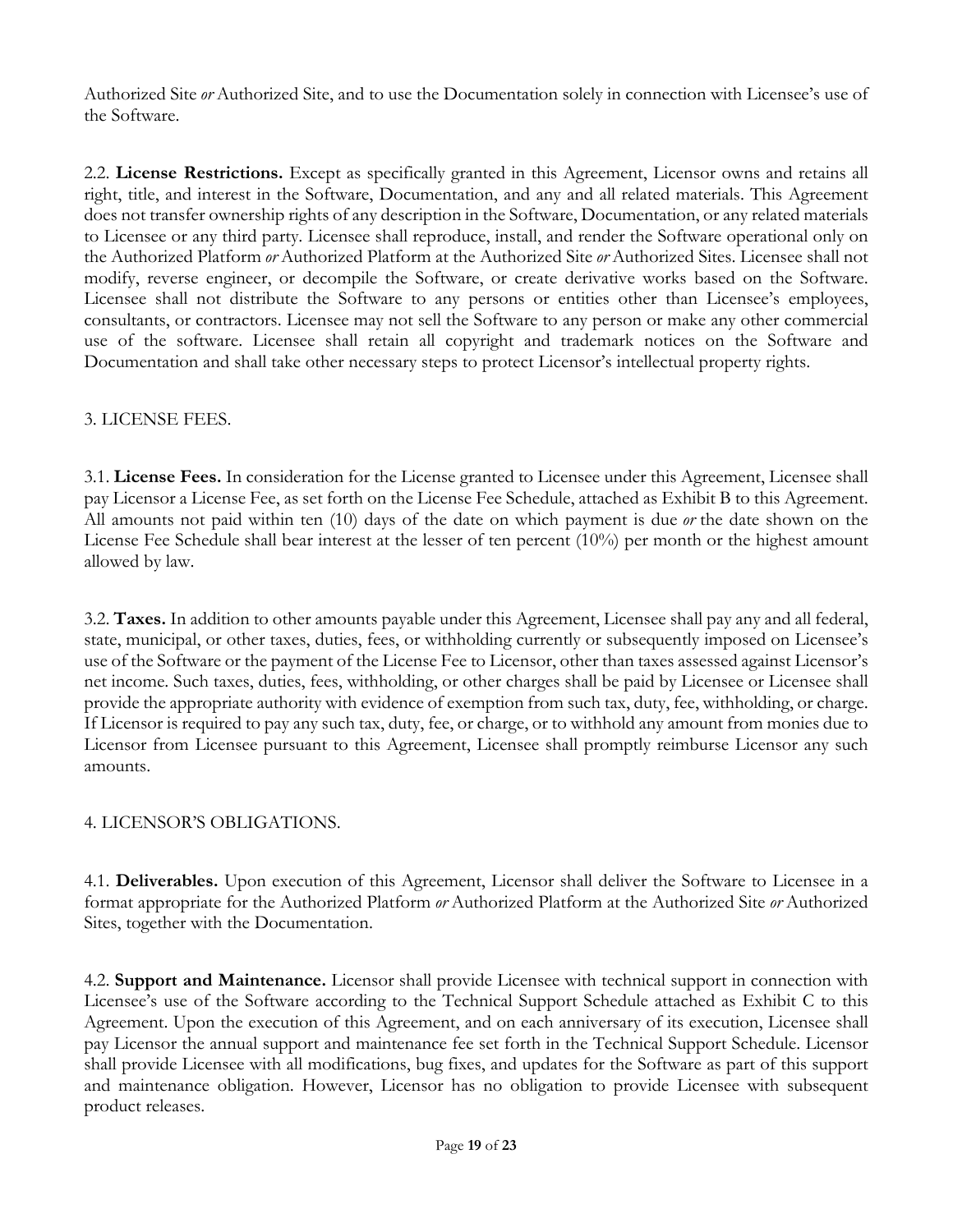Authorized Site *or* Authorized Site, and to use the Documentation solely in connection with Licensee's use of the Software.

2.2. **License Restrictions.** Except as specifically granted in this Agreement, Licensor owns and retains all right, title, and interest in the Software, Documentation, and any and all related materials. This Agreement does not transfer ownership rights of any description in the Software, Documentation, or any related materials to Licensee or any third party. Licensee shall reproduce, install, and render the Software operational only on the Authorized Platform *or* Authorized Platform at the Authorized Site *or* Authorized Sites. Licensee shall not modify, reverse engineer, or decompile the Software, or create derivative works based on the Software. Licensee shall not distribute the Software to any persons or entities other than Licensee's employees, consultants, or contractors. Licensee may not sell the Software to any person or make any other commercial use of the software. Licensee shall retain all copyright and trademark notices on the Software and Documentation and shall take other necessary steps to protect Licensor's intellectual property rights.

3. LICENSE FEES.

3.1. **License Fees.** In consideration for the License granted to Licensee under this Agreement, Licensee shall pay Licensor a License Fee, as set forth on the License Fee Schedule, attached as Exhibit B to this Agreement. All amounts not paid within ten (10) days of the date on which payment is due *or* the date shown on the License Fee Schedule shall bear interest at the lesser of ten percent (10%) per month or the highest amount allowed by law.

3.2. **Taxes.** In addition to other amounts payable under this Agreement, Licensee shall pay any and all federal, state, municipal, or other taxes, duties, fees, or withholding currently or subsequently imposed on Licensee's use of the Software or the payment of the License Fee to Licensor, other than taxes assessed against Licensor's net income. Such taxes, duties, fees, withholding, or other charges shall be paid by Licensee or Licensee shall provide the appropriate authority with evidence of exemption from such tax, duty, fee, withholding, or charge. If Licensor is required to pay any such tax, duty, fee, or charge, or to withhold any amount from monies due to Licensor from Licensee pursuant to this Agreement, Licensee shall promptly reimburse Licensor any such amounts.

4. LICENSOR'S OBLIGATIONS.

4.1. **Deliverables.** Upon execution of this Agreement, Licensor shall deliver the Software to Licensee in a format appropriate for the Authorized Platform *or* Authorized Platform at the Authorized Site *or* Authorized Sites, together with the Documentation.

4.2. **Support and Maintenance.** Licensor shall provide Licensee with technical support in connection with Licensee's use of the Software according to the Technical Support Schedule attached as Exhibit C to this Agreement. Upon the execution of this Agreement, and on each anniversary of its execution, Licensee shall pay Licensor the annual support and maintenance fee set forth in the Technical Support Schedule. Licensor shall provide Licensee with all modifications, bug fixes, and updates for the Software as part of this support and maintenance obligation. However, Licensor has no obligation to provide Licensee with subsequent product releases.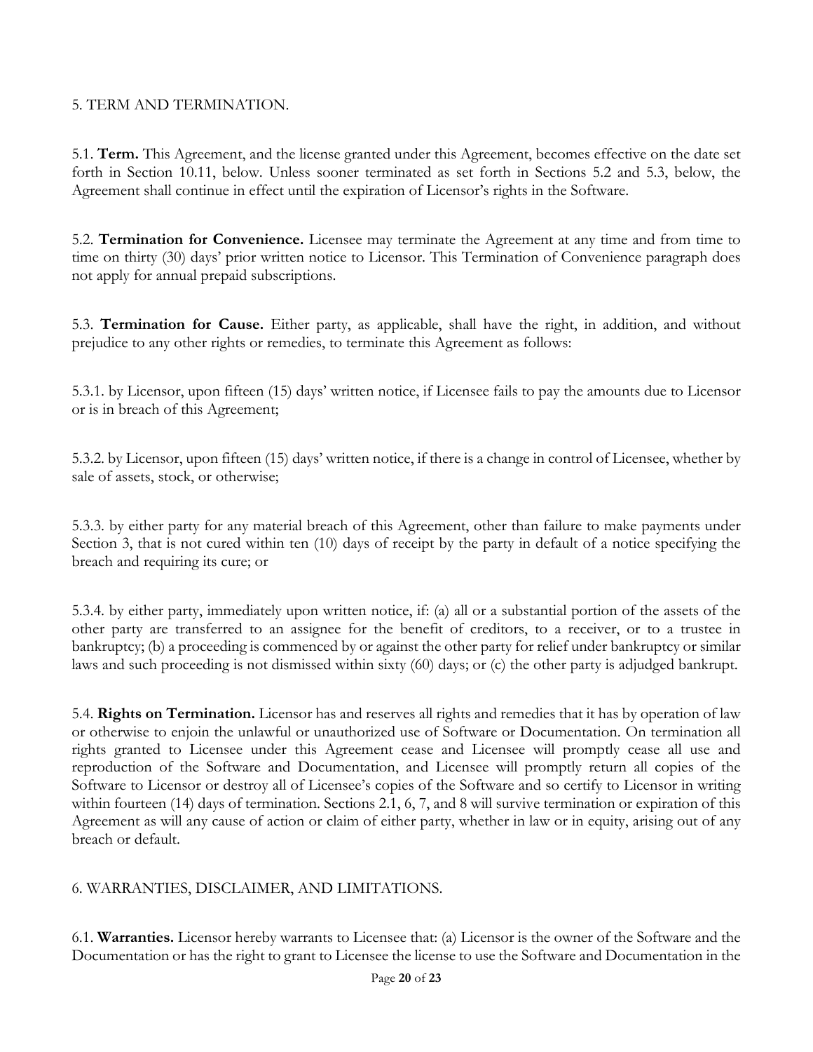## 5. TERM AND TERMINATION.

5.1. **Term.** This Agreement, and the license granted under this Agreement, becomes effective on the date set forth in Section 10.11, below. Unless sooner terminated as set forth in Sections 5.2 and 5.3, below, the Agreement shall continue in effect until the expiration of Licensor's rights in the Software.

5.2. **Termination for Convenience.** Licensee may terminate the Agreement at any time and from time to time on thirty (30) days' prior written notice to Licensor. This Termination of Convenience paragraph does not apply for annual prepaid subscriptions.

5.3. **Termination for Cause.** Either party, as applicable, shall have the right, in addition, and without prejudice to any other rights or remedies, to terminate this Agreement as follows:

5.3.1. by Licensor, upon fifteen (15) days' written notice, if Licensee fails to pay the amounts due to Licensor or is in breach of this Agreement;

5.3.2. by Licensor, upon fifteen (15) days' written notice, if there is a change in control of Licensee, whether by sale of assets, stock, or otherwise;

5.3.3. by either party for any material breach of this Agreement, other than failure to make payments under Section 3, that is not cured within ten (10) days of receipt by the party in default of a notice specifying the breach and requiring its cure; or

5.3.4. by either party, immediately upon written notice, if: (a) all or a substantial portion of the assets of the other party are transferred to an assignee for the benefit of creditors, to a receiver, or to a trustee in bankruptcy; (b) a proceeding is commenced by or against the other party for relief under bankruptcy or similar laws and such proceeding is not dismissed within sixty (60) days; or (c) the other party is adjudged bankrupt.

5.4. **Rights on Termination.** Licensor has and reserves all rights and remedies that it has by operation of law or otherwise to enjoin the unlawful or unauthorized use of Software or Documentation. On termination all rights granted to Licensee under this Agreement cease and Licensee will promptly cease all use and reproduction of the Software and Documentation, and Licensee will promptly return all copies of the Software to Licensor or destroy all of Licensee's copies of the Software and so certify to Licensor in writing within fourteen (14) days of termination. Sections 2.1, 6, 7, and 8 will survive termination or expiration of this Agreement as will any cause of action or claim of either party, whether in law or in equity, arising out of any breach or default.

## 6. WARRANTIES, DISCLAIMER, AND LIMITATIONS.

6.1. **Warranties.** Licensor hereby warrants to Licensee that: (a) Licensor is the owner of the Software and the Documentation or has the right to grant to Licensee the license to use the Software and Documentation in the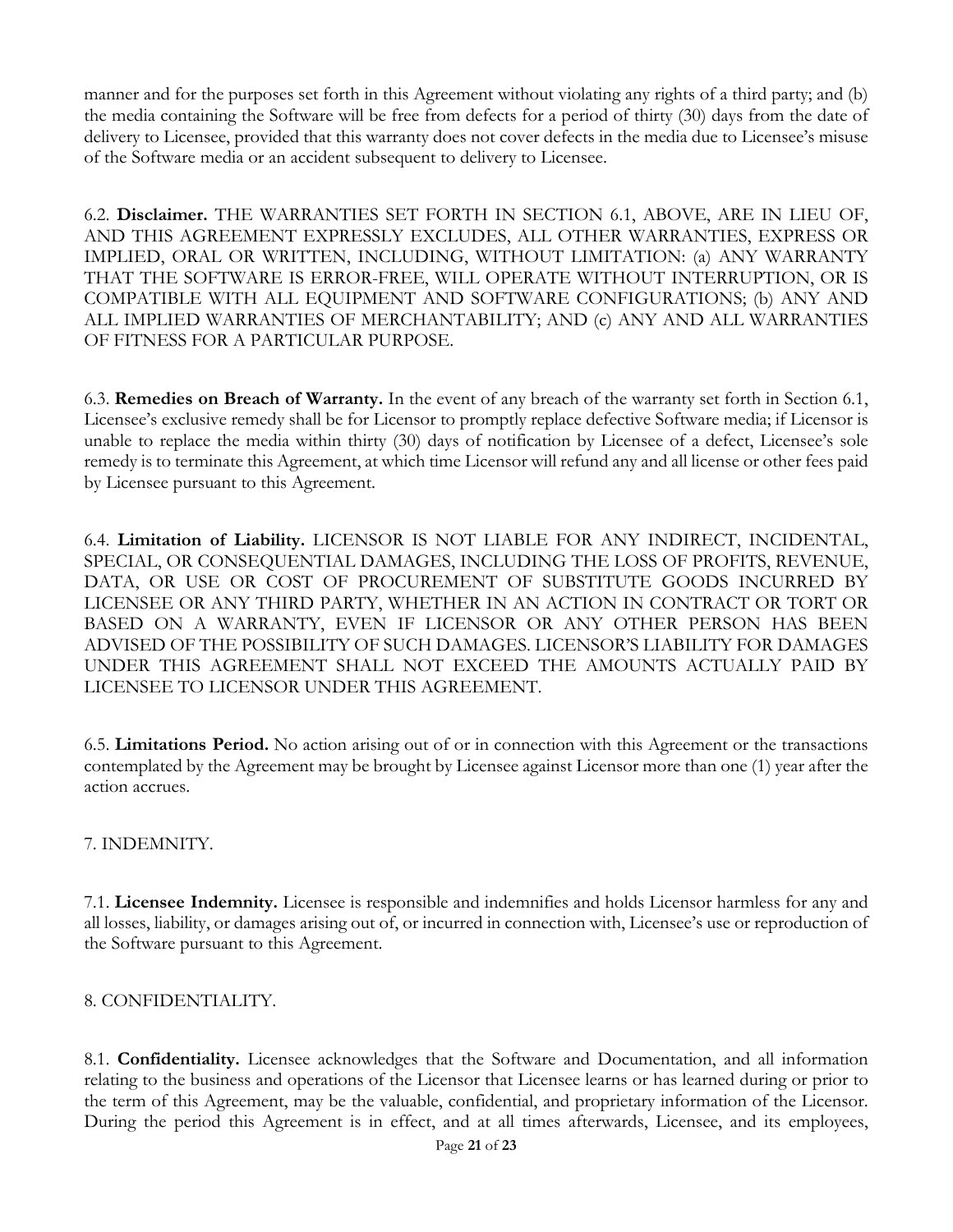manner and for the purposes set forth in this Agreement without violating any rights of a third party; and (b) the media containing the Software will be free from defects for a period of thirty (30) days from the date of delivery to Licensee, provided that this warranty does not cover defects in the media due to Licensee's misuse of the Software media or an accident subsequent to delivery to Licensee.

6.2. **Disclaimer.** THE WARRANTIES SET FORTH IN SECTION 6.1, ABOVE, ARE IN LIEU OF, AND THIS AGREEMENT EXPRESSLY EXCLUDES, ALL OTHER WARRANTIES, EXPRESS OR IMPLIED, ORAL OR WRITTEN, INCLUDING, WITHOUT LIMITATION: (a) ANY WARRANTY THAT THE SOFTWARE IS ERROR-FREE, WILL OPERATE WITHOUT INTERRUPTION, OR IS COMPATIBLE WITH ALL EQUIPMENT AND SOFTWARE CONFIGURATIONS; (b) ANY AND ALL IMPLIED WARRANTIES OF MERCHANTABILITY; AND (c) ANY AND ALL WARRANTIES OF FITNESS FOR A PARTICULAR PURPOSE.

6.3. **Remedies on Breach of Warranty.** In the event of any breach of the warranty set forth in Section 6.1, Licensee's exclusive remedy shall be for Licensor to promptly replace defective Software media; if Licensor is unable to replace the media within thirty (30) days of notification by Licensee of a defect, Licensee's sole remedy is to terminate this Agreement, at which time Licensor will refund any and all license or other fees paid by Licensee pursuant to this Agreement.

6.4. **Limitation of Liability.** LICENSOR IS NOT LIABLE FOR ANY INDIRECT, INCIDENTAL, SPECIAL, OR CONSEQUENTIAL DAMAGES, INCLUDING THE LOSS OF PROFITS, REVENUE, DATA, OR USE OR COST OF PROCUREMENT OF SUBSTITUTE GOODS INCURRED BY LICENSEE OR ANY THIRD PARTY, WHETHER IN AN ACTION IN CONTRACT OR TORT OR BASED ON A WARRANTY, EVEN IF LICENSOR OR ANY OTHER PERSON HAS BEEN ADVISED OF THE POSSIBILITY OF SUCH DAMAGES. LICENSOR'S LIABILITY FOR DAMAGES UNDER THIS AGREEMENT SHALL NOT EXCEED THE AMOUNTS ACTUALLY PAID BY LICENSEE TO LICENSOR UNDER THIS AGREEMENT.

6.5. **Limitations Period.** No action arising out of or in connection with this Agreement or the transactions contemplated by the Agreement may be brought by Licensee against Licensor more than one (1) year after the action accrues.

## 7. INDEMNITY.

7.1. **Licensee Indemnity.** Licensee is responsible and indemnifies and holds Licensor harmless for any and all losses, liability, or damages arising out of, or incurred in connection with, Licensee's use or reproduction of the Software pursuant to this Agreement.

## 8. CONFIDENTIALITY.

8.1. **Confidentiality.** Licensee acknowledges that the Software and Documentation, and all information relating to the business and operations of the Licensor that Licensee learns or has learned during or prior to the term of this Agreement, may be the valuable, confidential, and proprietary information of the Licensor. During the period this Agreement is in effect, and at all times afterwards, Licensee, and its employees,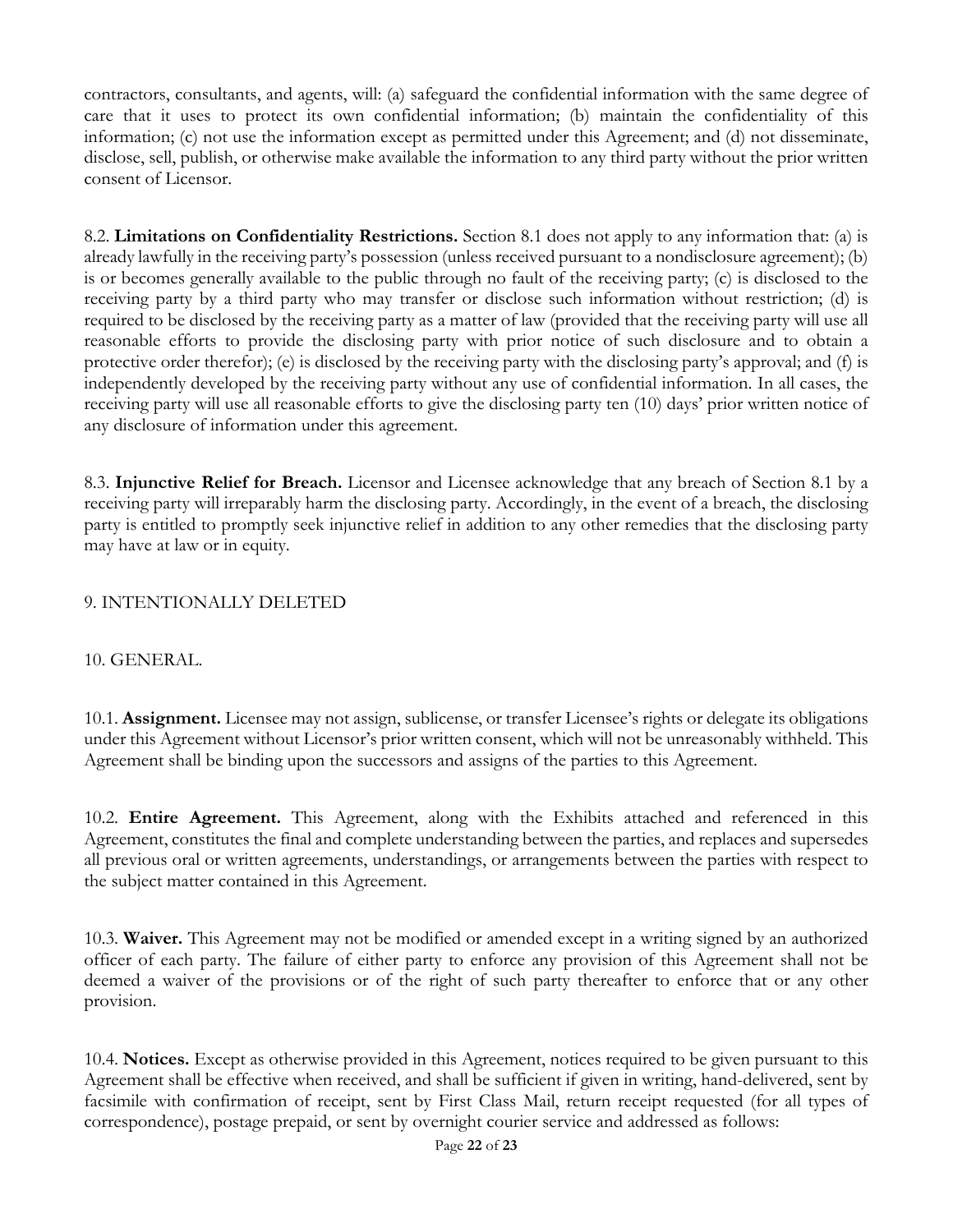contractors, consultants, and agents, will: (a) safeguard the confidential information with the same degree of care that it uses to protect its own confidential information; (b) maintain the confidentiality of this information; (c) not use the information except as permitted under this Agreement; and (d) not disseminate, disclose, sell, publish, or otherwise make available the information to any third party without the prior written consent of Licensor.

8.2. **Limitations on Confidentiality Restrictions.** Section 8.1 does not apply to any information that: (a) is already lawfully in the receiving party's possession (unless received pursuant to a nondisclosure agreement); (b) is or becomes generally available to the public through no fault of the receiving party; (c) is disclosed to the receiving party by a third party who may transfer or disclose such information without restriction; (d) is required to be disclosed by the receiving party as a matter of law (provided that the receiving party will use all reasonable efforts to provide the disclosing party with prior notice of such disclosure and to obtain a protective order therefor); (e) is disclosed by the receiving party with the disclosing party's approval; and (f) is independently developed by the receiving party without any use of confidential information. In all cases, the receiving party will use all reasonable efforts to give the disclosing party ten (10) days' prior written notice of any disclosure of information under this agreement.

8.3. **Injunctive Relief for Breach.** Licensor and Licensee acknowledge that any breach of Section 8.1 by a receiving party will irreparably harm the disclosing party. Accordingly, in the event of a breach, the disclosing party is entitled to promptly seek injunctive relief in addition to any other remedies that the disclosing party may have at law or in equity.

## 9. INTENTIONALLY DELETED

## 10. GENERAL.

10.1. **Assignment.** Licensee may not assign, sublicense, or transfer Licensee's rights or delegate its obligations under this Agreement without Licensor's prior written consent, which will not be unreasonably withheld. This Agreement shall be binding upon the successors and assigns of the parties to this Agreement.

10.2. **Entire Agreement.** This Agreement, along with the Exhibits attached and referenced in this Agreement, constitutes the final and complete understanding between the parties, and replaces and supersedes all previous oral or written agreements, understandings, or arrangements between the parties with respect to the subject matter contained in this Agreement.

10.3. **Waiver.** This Agreement may not be modified or amended except in a writing signed by an authorized officer of each party. The failure of either party to enforce any provision of this Agreement shall not be deemed a waiver of the provisions or of the right of such party thereafter to enforce that or any other provision.

10.4. **Notices.** Except as otherwise provided in this Agreement, notices required to be given pursuant to this Agreement shall be effective when received, and shall be sufficient if given in writing, hand-delivered, sent by facsimile with confirmation of receipt, sent by First Class Mail, return receipt requested (for all types of correspondence), postage prepaid, or sent by overnight courier service and addressed as follows: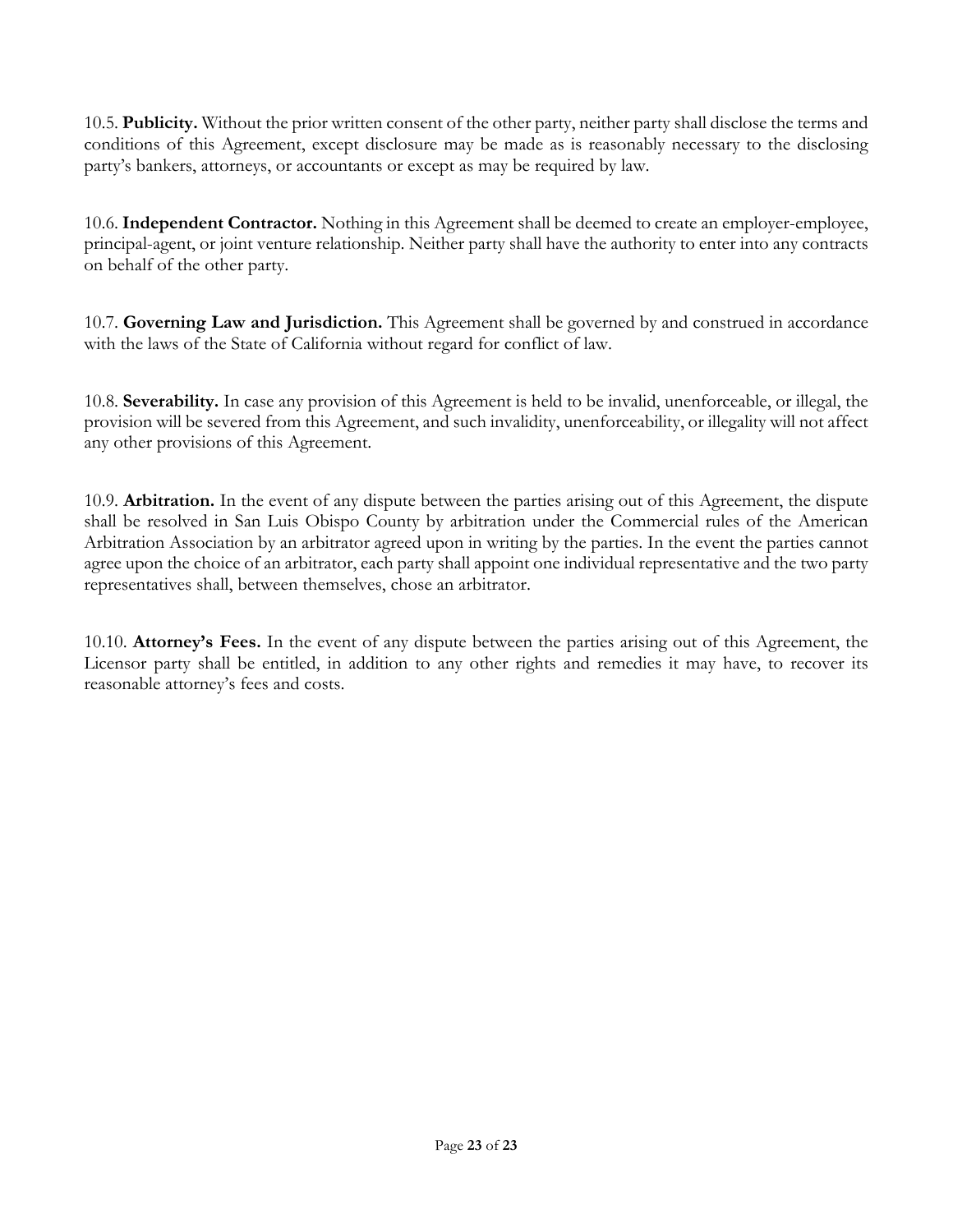10.5. **Publicity.** Without the prior written consent of the other party, neither party shall disclose the terms and conditions of this Agreement, except disclosure may be made as is reasonably necessary to the disclosing party's bankers, attorneys, or accountants or except as may be required by law.

10.6. **Independent Contractor.** Nothing in this Agreement shall be deemed to create an employer-employee, principal-agent, or joint venture relationship. Neither party shall have the authority to enter into any contracts on behalf of the other party.

10.7. **Governing Law and Jurisdiction.** This Agreement shall be governed by and construed in accordance with the laws of the State of California without regard for conflict of law.

10.8. **Severability.** In case any provision of this Agreement is held to be invalid, unenforceable, or illegal, the provision will be severed from this Agreement, and such invalidity, unenforceability, or illegality will not affect any other provisions of this Agreement.

10.9. **Arbitration.** In the event of any dispute between the parties arising out of this Agreement, the dispute shall be resolved in San Luis Obispo County by arbitration under the Commercial rules of the American Arbitration Association by an arbitrator agreed upon in writing by the parties. In the event the parties cannot agree upon the choice of an arbitrator, each party shall appoint one individual representative and the two party representatives shall, between themselves, chose an arbitrator.

10.10. **Attorney's Fees.** In the event of any dispute between the parties arising out of this Agreement, the Licensor party shall be entitled, in addition to any other rights and remedies it may have, to recover its reasonable attorney's fees and costs.